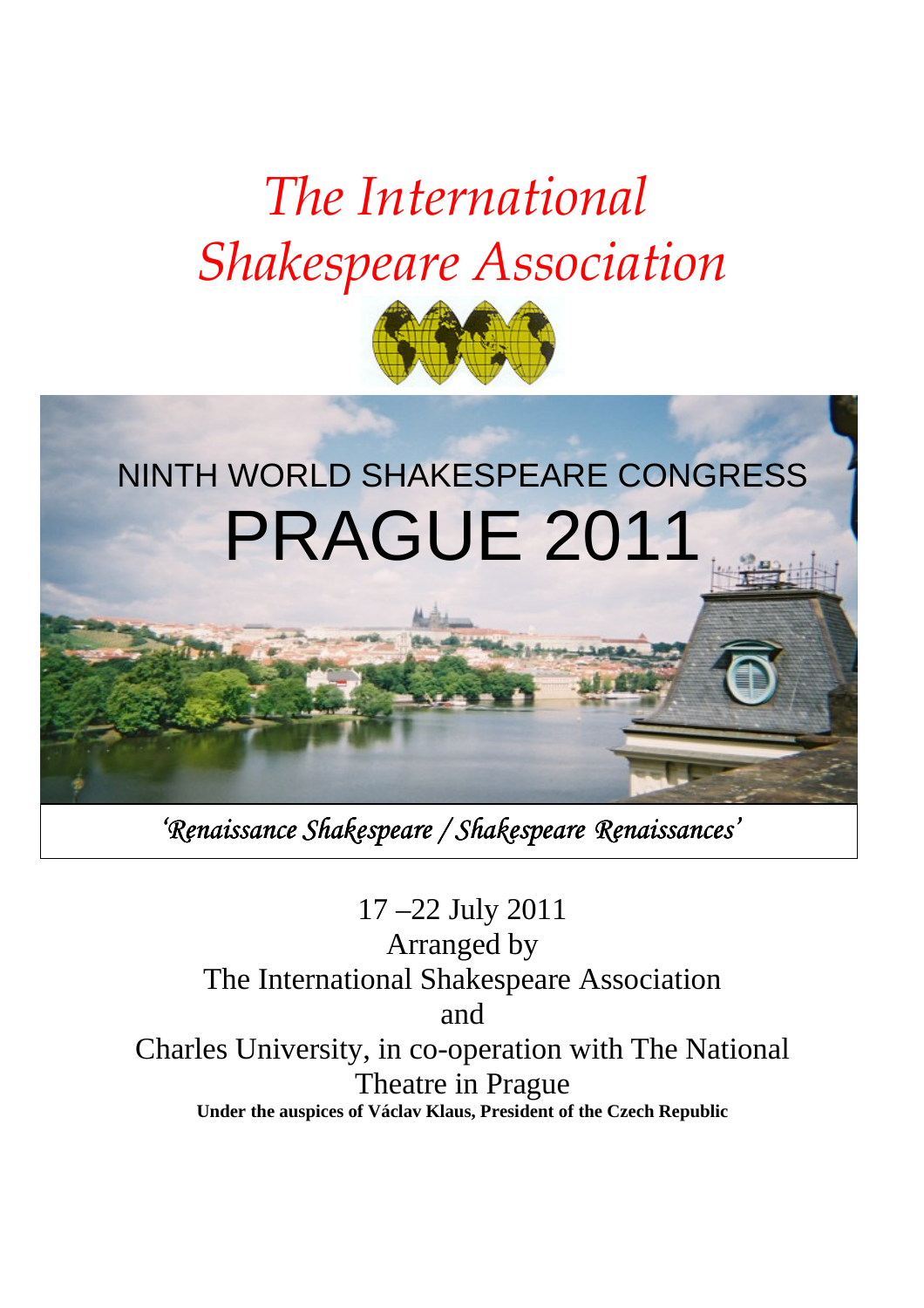# *The International Shakespeare Association*

## NINTH WORLD SHAKESPEARE CONGRESS

# PRAGUE 2011

*'Renaissance Shakespeare / Shakespeare Renaissances'*

17 –22 July 2011

Arranged by

The International Shakespeare Association

and

Charles University, in co-operation with The National Theatre in Prague

**Under the auspices of Václav Klaus, President of the Czech Republic**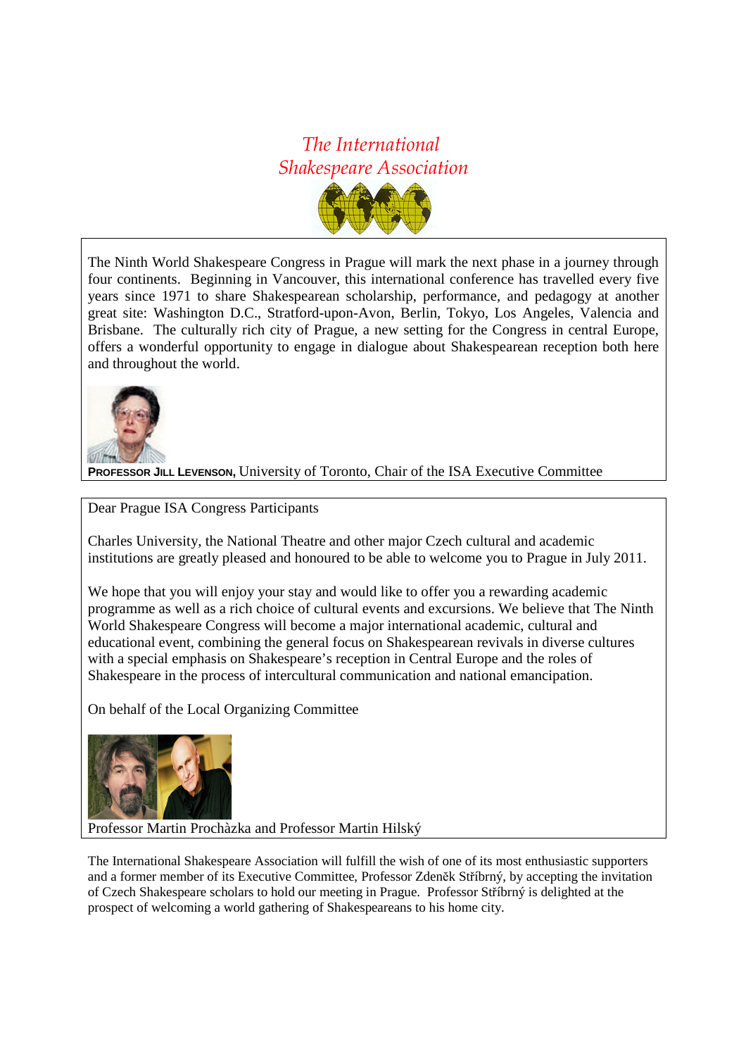*The International Shakespeare Association*

The Ninth World Shakespeare Congress in Prague will mark the next phase in a journey through four continents. Beginning in Vancouver, this international conference has travelled every five years since 1971 to share Shakespearean scholarship, performance, and pedagogy at another great site: Washington D.C., Stratford-upon-Avon, Berlin, Tokyo, Los Angeles, Valencia and Brisbane. The culturally rich city of Prague, a new setting for the Congress in central Europe, offers a wonderful opportunity to engage in dialogue about Shakespearean reception both here and throughout the world.

**PROFESSOR JILL LEVENSON,** University of Toronto, Chair of the ISA Executive Committee

Dear Prague ISA Congress Participants

Charles University, the National Theatre and other major Czech cultural and academic institutions are greatly pleased and honoured to be able to welcome you to Prague in July 2011.

We hope that you will enjoy your stay and would like to offer you a rewarding academic programme as well as a rich choice of cultural events and excursions. We believe that The Ninth World Shakespeare Congress will become a major international academic, cultural and educational event, combining the general focus on Shakespearean revivals in diverse cultures with a special emphasis on Shakespeare's reception in Central Europe and the roles of Shakespeare in the process of intercultural communication and national emancipation.

On behalf of the Local Organizing Committee

Professor Martin Prochàzka and Professor Martin Hilský

The International Shakespeare Association will fulfill the wish of one of its most enthusiastic supporters and a former member of its Executive Committee, Professor Zdeněk Stříbrný, by accepting the invitation of Czech Shakespeare scholars to hold our meeting in Prague. Professor Stříbrný is delighted at the prospect of welcoming a world gathering of Shakespeareans to his home city.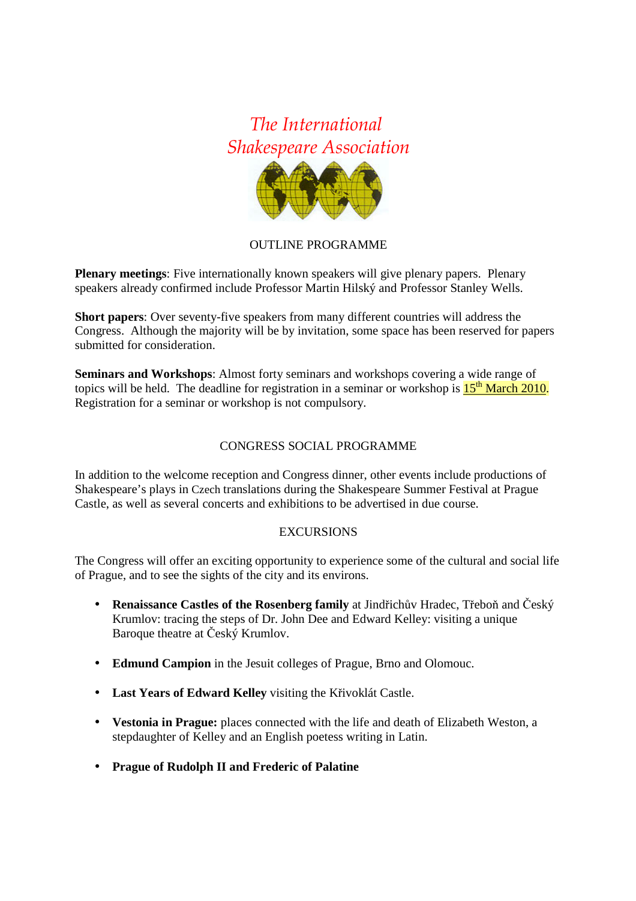*The International Shakespeare Association*

## OUTLINE PROGRAMME

**Plenary meetings**: Five internationally known speakers will give plenary papers. Plenary speakers already confirmed include Professor Martin Hilský and Professor Stanley Wells.

**Short papers**: Over seventy-five speakers from many different countries will address the Congress. Although the majority will be by invitation, some space has been reserved for papers submitted for consideration.

**Seminars and Workshops**: Almost forty seminars and workshops covering a wide range of topics will be held. The deadline for registration in a seminar or workshop is 15th March 2010. Registration for a seminar or workshop is not compulsory.

## CONGRESS SOCIAL PROGRAMME

In addition to the welcome reception and Congress dinner, other events include productions of Shakespeare's plays in Czech translations during the Shakespeare Summer Festival at Prague Castle, as well as several concerts and exhibitions to be advertised in due course.

## EXCURSIONS

The Congress will offer an exciting opportunity to experience some of the cultural and social life of Prague, and to see the sights of the city and its environs.

- **Renaissance Castles of the Rosenberg family** at Jindřichův Hradec, Třeboň and Český Krumlov: tracing the steps of Dr. John Dee and Edward Kelley: visiting a unique Baroque theatre at Český Krumlov.
- **Edmund Campion** in the Jesuit colleges of Prague, Brno and Olomouc.
- **Last Years of Edward Kelley** visiting the Křivoklát Castle.
- **Vestonia in Prague:** places connected with the life and death of Elizabeth Weston, a stepdaughter of Kelley and an English poetess writing in Latin.
- **Prague of Rudolph II and Frederic of Palatine**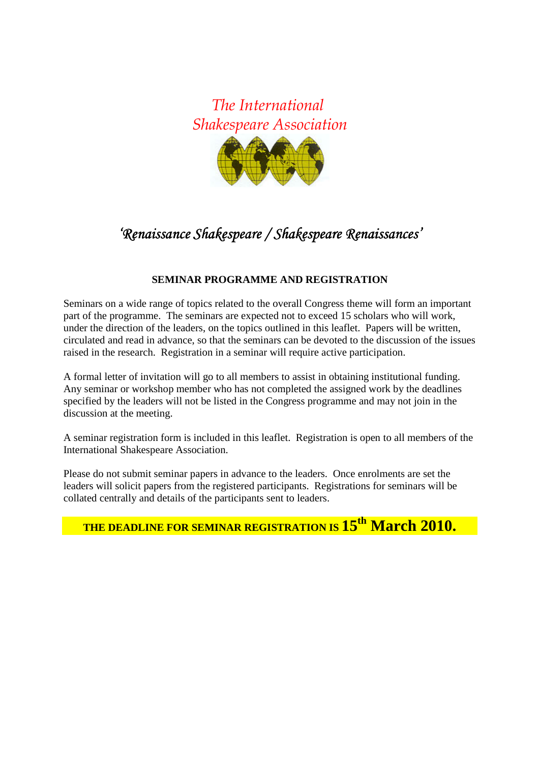*The International Shakespeare Association*

# *'Renaissance Shakespeare / Shakespeare Renaissances'*

## SEMINAR PROGRAMME AND REGISTRATION

Seminars on a wide range of topics related to the overall Congress theme will form an important part of the programme. The seminars are expected not to exceed 15 scholars who will work, under the direction of the leaders, on the topics outlined in this leaflet. Papers will be written, circulated and read in advance, so that the seminars can be devoted to the discussion of the issues raised in the research. Registration in a seminar will require active participation.

A formal letter of invitation will go to all members to assist in obtaining institutional funding. Any seminar or workshop member who has not completed the assigned work by the deadlines specified by the leaders will not be listed in the Congress programme and may not join in the discussion at the meeting.

A seminar registration form is included in this leaflet. Registration is open to all members of the International Shakespeare Association.

Please do not submit seminar papers in advance to the leaders. Once enrolments are set the leaders will solicit papers from the registered participants. Registrations for seminars will be collated centrally and details of the participants sent to leaders.

**THE DEADLINE FOR SEMINAR REGISTRATION IS 15th March 2010.**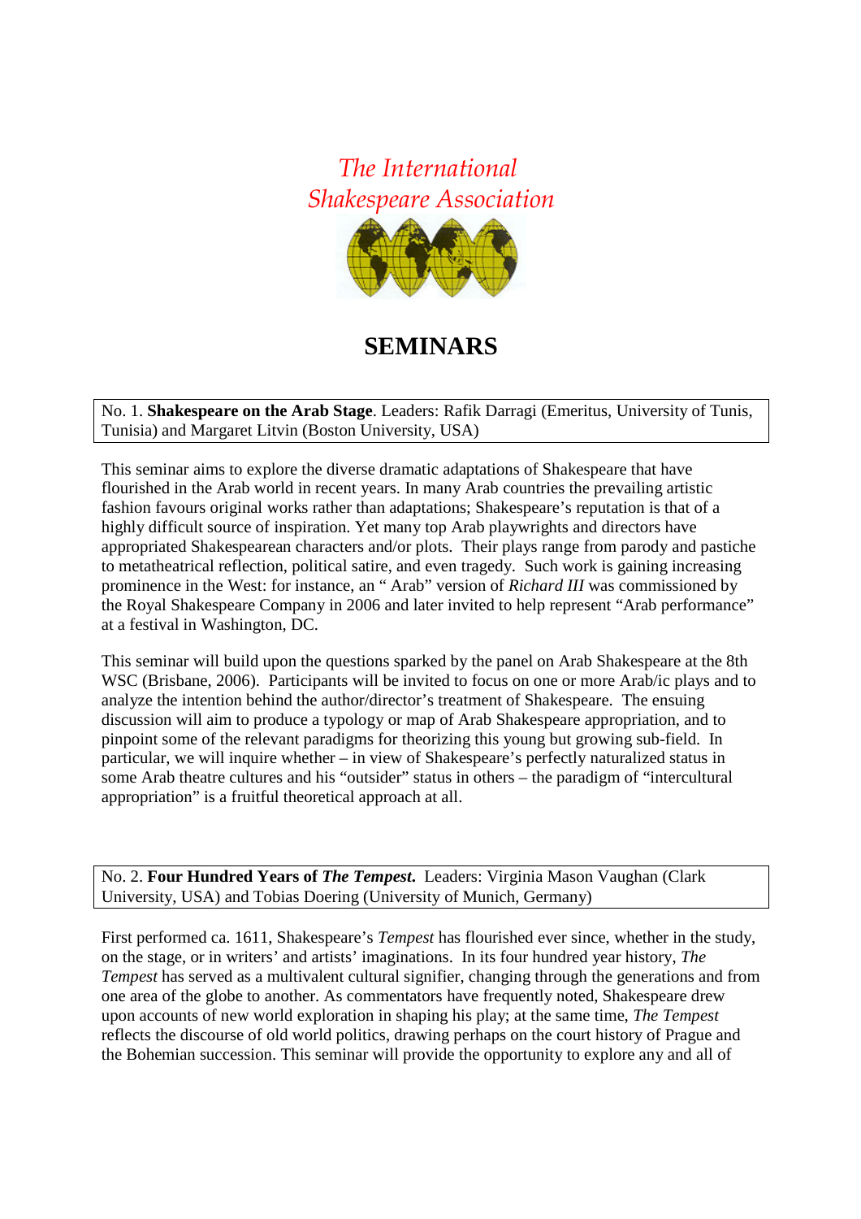*The International Shakespeare Association*

# SEMINARS

No. 1. **Shakespeare on the Arab Stage**. Leaders: Rafik Darragi (Emeritus, University of Tunis, Tunisia) and Margaret Litvin (Boston University, USA)

This seminar aims to explore the diverse dramatic adaptations of Shakespeare that have flourished in the Arab world in recent years. In many Arab countries the prevailing artistic fashion favours original works rather than adaptations; Shakespeare's reputation is that of a highly difficult source of inspiration. Yet many top Arab playwrights and directors have appropriated Shakespearean characters and/or plots. Their plays range from parody and pastiche to metatheatrical reflection, political satire, and even tragedy. Such work is gaining increasing prominence in the West: for instance, an " Arab" version of *Richard III* was commissioned by the Royal Shakespeare Company in 2006 and later invited to help represent "Arab performance" at a festival in Washington, DC.

This seminar will build upon the questions sparked by the panel on Arab Shakespeare at the 8th WSC (Brisbane, 2006). Participants will be invited to focus on one or more Arab/ic plays and to analyze the intention behind the author/director's treatment of Shakespeare. The ensuing discussion will aim to produce a typology or map of Arab Shakespeare appropriation, and to pinpoint some of the relevant paradigms for theorizing this young but growing sub-field. In particular, we will inquire whether – in view of Shakespeare's perfectly naturalized status in some Arab theatre cultures and his "outsider" status in others – the paradigm of "intercultural appropriation" is a fruitful theoretical approach at all.

No. 2. **Four Hundred Years of *The Tempest*.** Leaders: Virginia Mason Vaughan (Clark University, USA) and Tobias Doering (University of Munich, Germany)

First performed ca. 1611, Shakespeare's *Tempest* has flourished ever since, whether in the study, on the stage, or in writers' and artists' imaginations. In its four hundred year history, *The Tempest* has served as a multivalent cultural signifier, changing through the generations and from one area of the globe to another. As commentators have frequently noted, Shakespeare drew upon accounts of new world exploration in shaping his play; at the same time, *The Tempest* reflects the discourse of old world politics, drawing perhaps on the court history of Prague and the Bohemian succession. This seminar will provide the opportunity to explore any and all of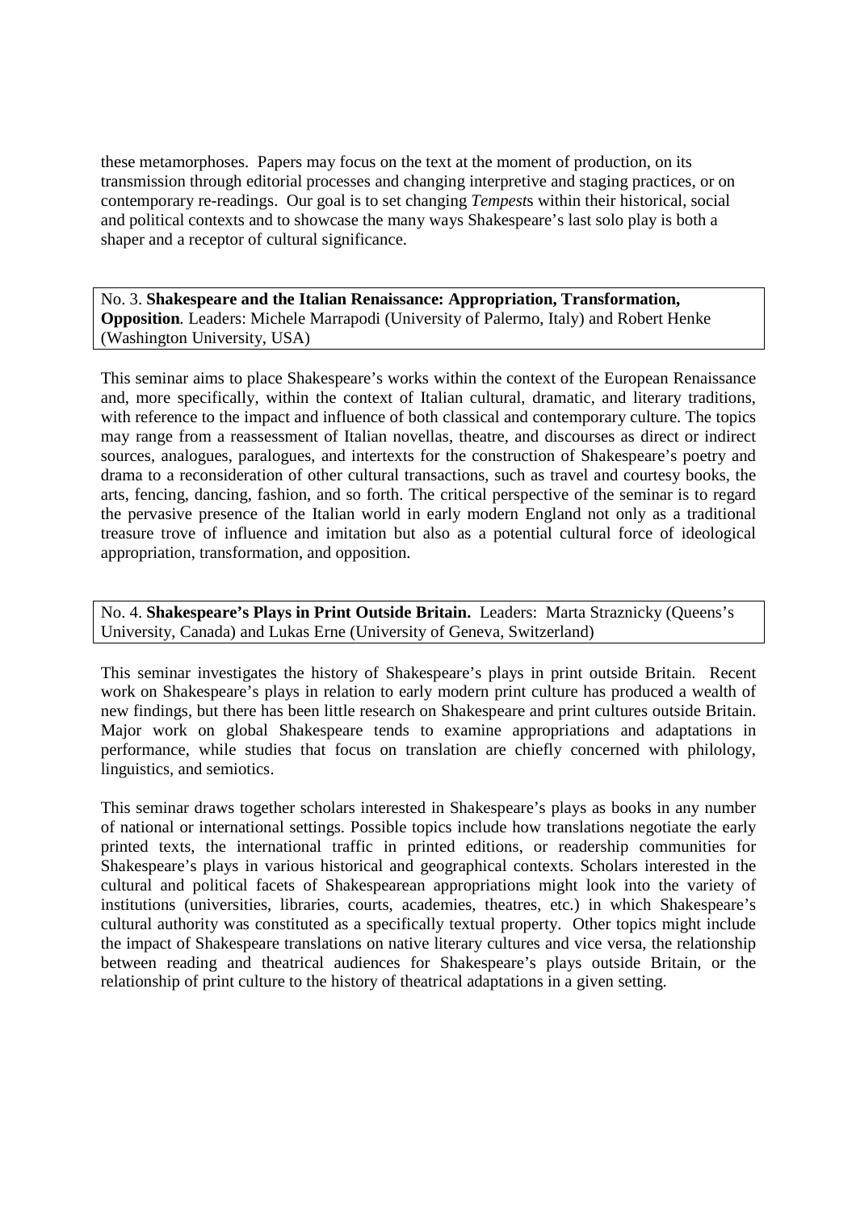these metamorphoses. Papers may focus on the text at the moment of production, on its transmission through editorial processes and changing interpretive and staging practices, or on contemporary re-readings. Our goal is to set changing *Tempest*s within their historical, social and political contexts and to showcase the many ways Shakespeare's last solo play is both a shaper and a receptor of cultural significance.

No. 3. **Shakespeare and the Italian Renaissance: Appropriation, Transformation, Opposition**. Leaders: Michele Marrapodi (University of Palermo, Italy) and Robert Henke (Washington University, USA)

This seminar aims to place Shakespeare's works within the context of the European Renaissance and, more specifically, within the context of Italian cultural, dramatic, and literary traditions, with reference to the impact and influence of both classical and contemporary culture. The topics may range from a reassessment of Italian novellas, theatre, and discourses as direct or indirect sources, analogues, paralogues, and intertexts for the construction of Shakespeare's poetry and drama to a reconsideration of other cultural transactions, such as travel and courtesy books, the arts, fencing, dancing, fashion, and so forth. The critical perspective of the seminar is to regard the pervasive presence of the Italian world in early modern England not only as a traditional treasure trove of influence and imitation but also as a potential cultural force of ideological appropriation, transformation, and opposition.

No. 4. **Shakespeare's Plays in Print Outside Britain.** Leaders: Marta Straznicky (Queens's University, Canada) and Lukas Erne (University of Geneva, Switzerland)

This seminar investigates the history of Shakespeare's plays in print outside Britain. Recent work on Shakespeare's plays in relation to early modern print culture has produced a wealth of new findings, but there has been little research on Shakespeare and print cultures outside Britain. Major work on global Shakespeare tends to examine appropriations and adaptations in performance, while studies that focus on translation are chiefly concerned with philology, linguistics, and semiotics.

This seminar draws together scholars interested in Shakespeare's plays as books in any number of national or international settings. Possible topics include how translations negotiate the early printed texts, the international traffic in printed editions, or readership communities for Shakespeare's plays in various historical and geographical contexts. Scholars interested in the cultural and political facets of Shakespearean appropriations might look into the variety of institutions (universities, libraries, courts, academies, theatres, etc.) in which Shakespeare's cultural authority was constituted as a specifically textual property. Other topics might include the impact of Shakespeare translations on native literary cultures and vice versa, the relationship between reading and theatrical audiences for Shakespeare's plays outside Britain, or the relationship of print culture to the history of theatrical adaptations in a given setting.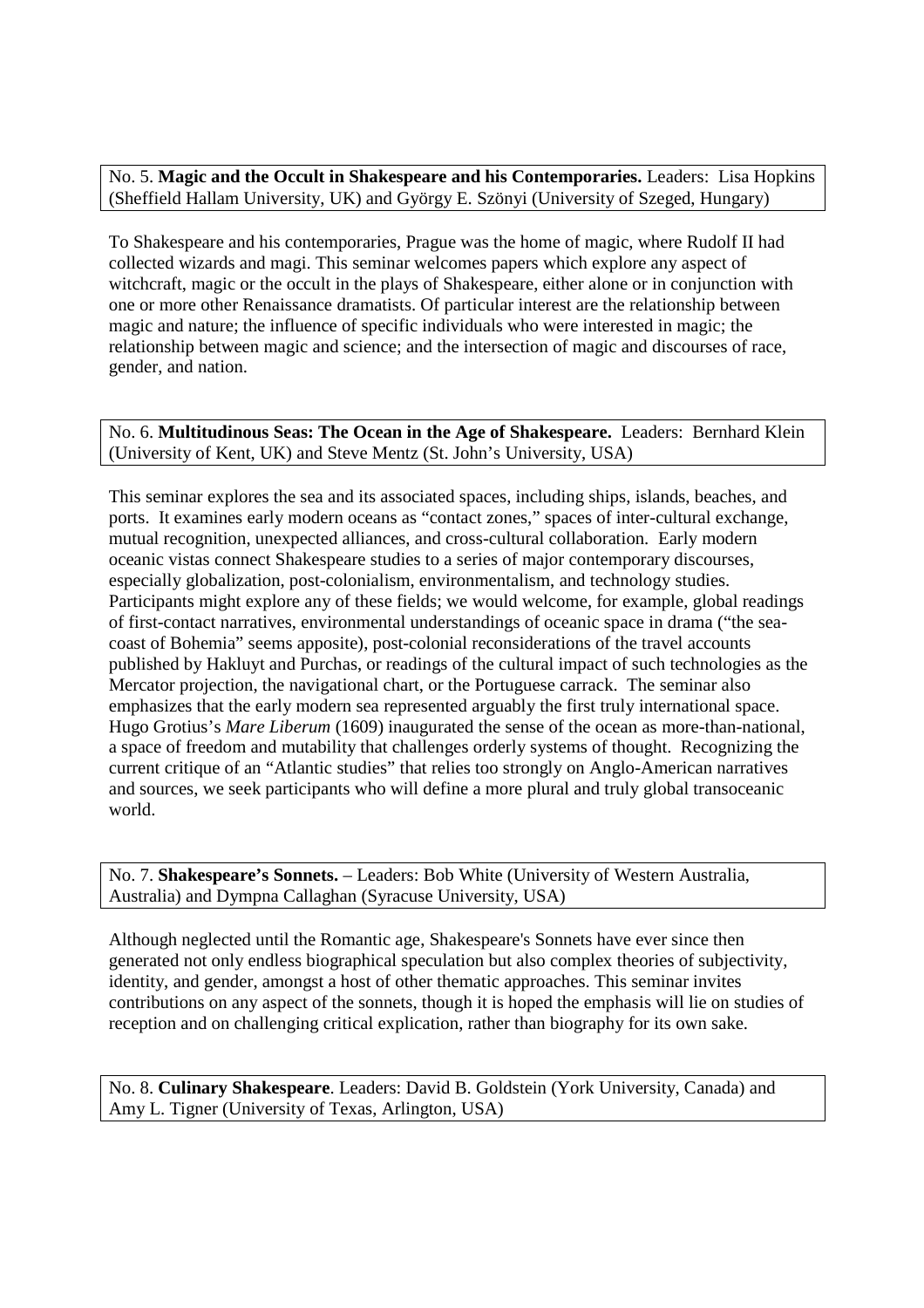No. 5. **Magic and the Occult in Shakespeare and his Contemporaries.** Leaders: Lisa Hopkins (Sheffield Hallam University, UK) and György E. Szönyi (University of Szeged, Hungary)

To Shakespeare and his contemporaries, Prague was the home of magic, where Rudolf II had collected wizards and magi. This seminar welcomes papers which explore any aspect of witchcraft, magic or the occult in the plays of Shakespeare, either alone or in conjunction with one or more other Renaissance dramatists. Of particular interest are the relationship between magic and nature; the influence of specific individuals who were interested in magic; the relationship between magic and science; and the intersection of magic and discourses of race, gender, and nation.

No. 6. **Multitudinous Seas: The Ocean in the Age of Shakespeare.** Leaders: Bernhard Klein (University of Kent, UK) and Steve Mentz (St. John's University, USA)

This seminar explores the sea and its associated spaces, including ships, islands, beaches, and ports. It examines early modern oceans as "contact zones," spaces of inter-cultural exchange, mutual recognition, unexpected alliances, and cross-cultural collaboration. Early modern oceanic vistas connect Shakespeare studies to a series of major contemporary discourses, especially globalization, post-colonialism, environmentalism, and technology studies. Participants might explore any of these fields; we would welcome, for example, global readings of first-contact narratives, environmental understandings of oceanic space in drama ("the sea-coast of Bohemia" seems apposite), post-colonial reconsiderations of the travel accounts published by Hakluyt and Purchas, or readings of the cultural impact of such technologies as the Mercator projection, the navigational chart, or the Portuguese carrack. The seminar also emphasizes that the early modern sea represented arguably the first truly international space. Hugo Grotius's *Mare Liberum* (1609) inaugurated the sense of the ocean as more-than-national, a space of freedom and mutability that challenges orderly systems of thought. Recognizing the current critique of an "Atlantic studies" that relies too strongly on Anglo-American narratives and sources, we seek participants who will define a more plural and truly global transoceanic world.

No. 7. **Shakespeare's Sonnets.** – Leaders: Bob White (University of Western Australia, Australia) and Dympna Callaghan (Syracuse University, USA)

Although neglected until the Romantic age, Shakespeare's Sonnets have ever since then generated not only endless biographical speculation but also complex theories of subjectivity, identity, and gender, amongst a host of other thematic approaches. This seminar invites contributions on any aspect of the sonnets, though it is hoped the emphasis will lie on studies of reception and on challenging critical explication, rather than biography for its own sake.

No. 8. **Culinary Shakespeare**. Leaders: David B. Goldstein (York University, Canada) and Amy L. Tigner (University of Texas, Arlington, USA)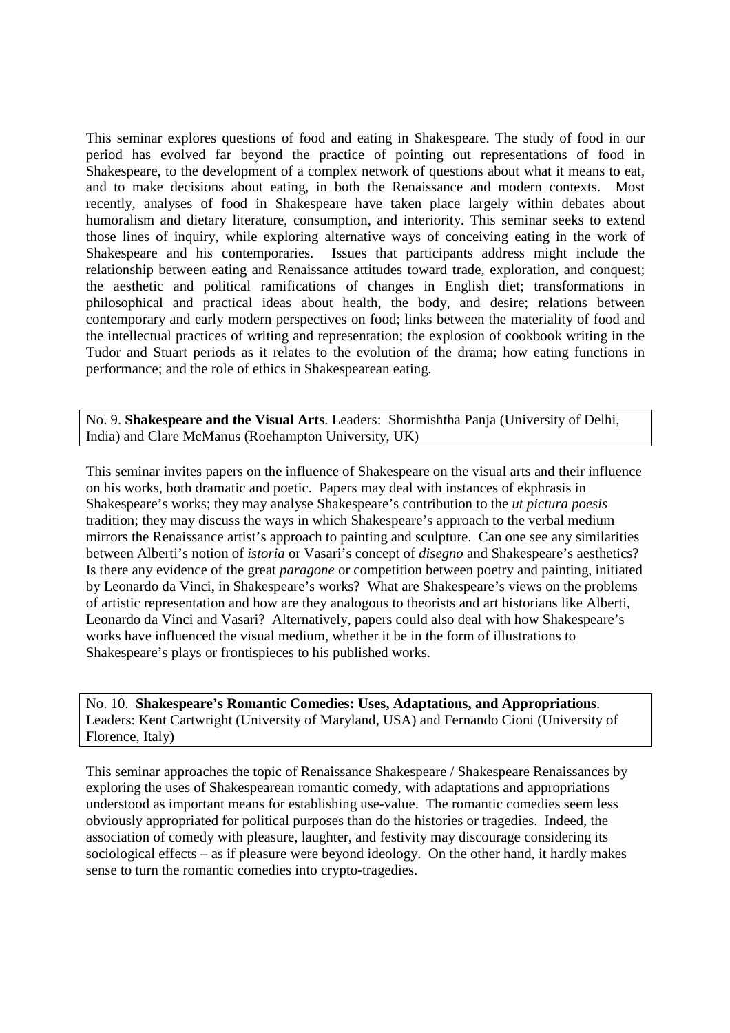This seminar explores questions of food and eating in Shakespeare. The study of food in our period has evolved far beyond the practice of pointing out representations of food in Shakespeare, to the development of a complex network of questions about what it means to eat, and to make decisions about eating, in both the Renaissance and modern contexts. Most recently, analyses of food in Shakespeare have taken place largely within debates about humoralism and dietary literature, consumption, and interiority. This seminar seeks to extend those lines of inquiry, while exploring alternative ways of conceiving eating in the work of Shakespeare and his contemporaries. Issues that participants address might include the relationship between eating and Renaissance attitudes toward trade, exploration, and conquest; the aesthetic and political ramifications of changes in English diet; transformations in philosophical and practical ideas about health, the body, and desire; relations between contemporary and early modern perspectives on food; links between the materiality of food and the intellectual practices of writing and representation; the explosion of cookbook writing in the Tudor and Stuart periods as it relates to the evolution of the drama; how eating functions in performance; and the role of ethics in Shakespearean eating.

No. 9. **Shakespeare and the Visual Arts**. Leaders: Shormishtha Panja (University of Delhi, India) and Clare McManus (Roehampton University, UK)

This seminar invites papers on the influence of Shakespeare on the visual arts and their influence on his works, both dramatic and poetic. Papers may deal with instances of ekphrasis in Shakespeare's works; they may analyse Shakespeare's contribution to the *ut pictura poesis* tradition; they may discuss the ways in which Shakespeare's approach to the verbal medium mirrors the Renaissance artist's approach to painting and sculpture. Can one see any similarities between Alberti's notion of *istoria* or Vasari's concept of *disegno* and Shakespeare's aesthetics? Is there any evidence of the great *paragone* or competition between poetry and painting, initiated by Leonardo da Vinci, in Shakespeare's works? What are Shakespeare's views on the problems of artistic representation and how are they analogous to theorists and art historians like Alberti, Leonardo da Vinci and Vasari? Alternatively, papers could also deal with how Shakespeare's works have influenced the visual medium, whether it be in the form of illustrations to Shakespeare's plays or frontispieces to his published works.

No. 10. **Shakespeare's Romantic Comedies: Uses, Adaptations, and Appropriations**. Leaders: Kent Cartwright (University of Maryland, USA) and Fernando Cioni (University of Florence, Italy)

This seminar approaches the topic of Renaissance Shakespeare / Shakespeare Renaissances by exploring the uses of Shakespearean romantic comedy, with adaptations and appropriations understood as important means for establishing use-value. The romantic comedies seem less obviously appropriated for political purposes than do the histories or tragedies. Indeed, the association of comedy with pleasure, laughter, and festivity may discourage considering its sociological effects – as if pleasure were beyond ideology. On the other hand, it hardly makes sense to turn the romantic comedies into crypto-tragedies.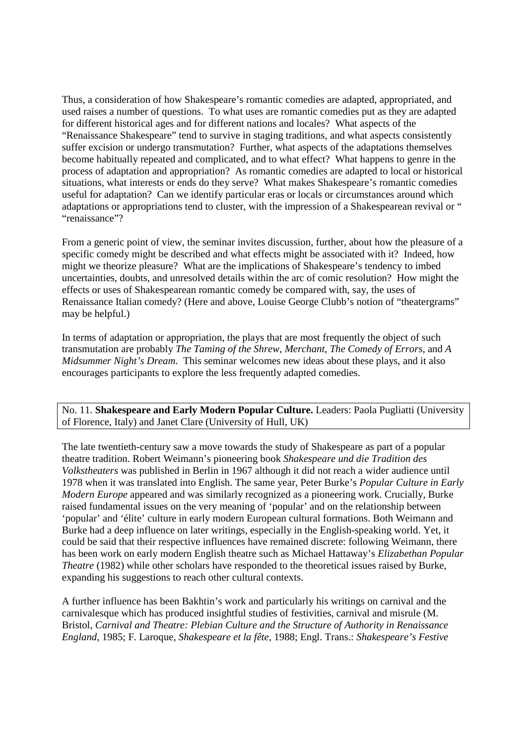Thus, a consideration of how Shakespeare's romantic comedies are adapted, appropriated, and used raises a number of questions. To what uses are romantic comedies put as they are adapted for different historical ages and for different nations and locales? What aspects of the "Renaissance Shakespeare" tend to survive in staging traditions, and what aspects consistently suffer excision or undergo transmutation? Further, what aspects of the adaptations themselves become habitually repeated and complicated, and to what effect? What happens to genre in the process of adaptation and appropriation? As romantic comedies are adapted to local or historical situations, what interests or ends do they serve? What makes Shakespeare's romantic comedies useful for adaptation? Can we identify particular eras or locals or circumstances around which adaptations or appropriations tend to cluster, with the impression of a Shakespearean revival or " "renaissance"?

From a generic point of view, the seminar invites discussion, further, about how the pleasure of a specific comedy might be described and what effects might be associated with it? Indeed, how might we theorize pleasure? What are the implications of Shakespeare's tendency to imbed uncertainties, doubts, and unresolved details within the arc of comic resolution? How might the effects or uses of Shakespearean romantic comedy be compared with, say, the uses of Renaissance Italian comedy? (Here and above, Louise George Clubb's notion of "theatergrams" may be helpful.)

In terms of adaptation or appropriation, the plays that are most frequently the object of such transmutation are probably *The Taming of the Shrew*, *Merchant*, *The Comedy of Errors*, and *A Midsummer Night's Dream*. This seminar welcomes new ideas about these plays, and it also encourages participants to explore the less frequently adapted comedies.

No. 11. **Shakespeare and Early Modern Popular Culture.** Leaders: Paola Pugliatti (University of Florence, Italy) and Janet Clare (University of Hull, UK)

The late twentieth-century saw a move towards the study of Shakespeare as part of a popular theatre tradition. Robert Weimann's pioneering book *Shakespeare und die Tradition des Volkstheaters* was published in Berlin in 1967 although it did not reach a wider audience until 1978 when it was translated into English. The same year, Peter Burke's *Popular Culture in Early Modern Europe* appeared and was similarly recognized as a pioneering work. Crucially, Burke raised fundamental issues on the very meaning of 'popular' and on the relationship between 'popular' and 'élite' culture in early modern European cultural formations. Both Weimann and Burke had a deep influence on later writings, especially in the English-speaking world. Yet, it could be said that their respective influences have remained discrete: following Weimann, there has been work on early modern English theatre such as Michael Hattaway's *Elizabethan Popular Theatre* (1982) while other scholars have responded to the theoretical issues raised by Burke, expanding his suggestions to reach other cultural contexts.

A further influence has been Bakhtin's work and particularly his writings on carnival and the carnivalesque which has produced insightful studies of festivities, carnival and misrule (M. Bristol, *Carnival and Theatre: Plebian Culture and the Structure of Authority in Renaissance England*, 1985; F. Laroque, *Shakespeare et la fête*, 1988; Engl. Trans.: *Shakespeare's Festive*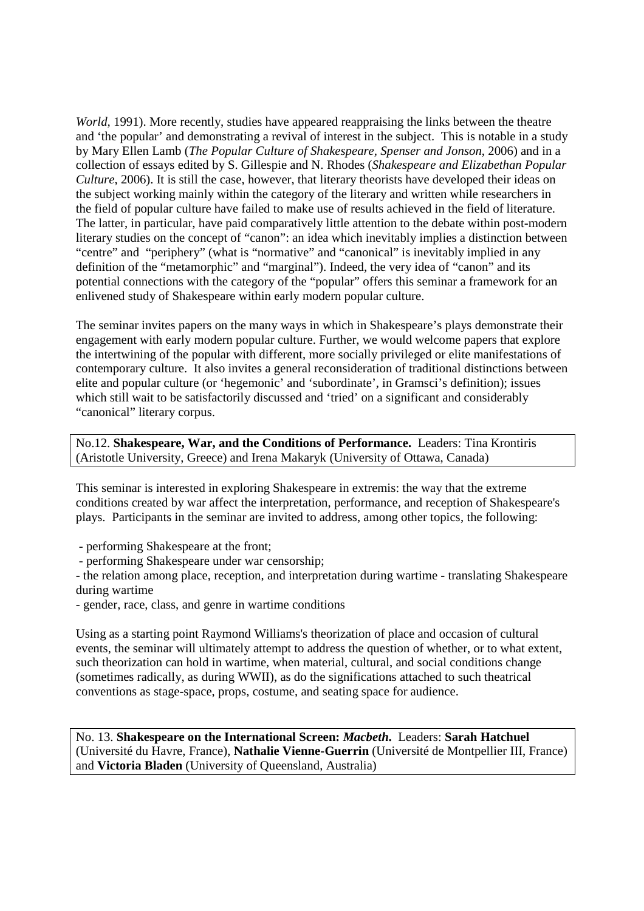*World*, 1991). More recently, studies have appeared reappraising the links between the theatre and 'the popular' and demonstrating a revival of interest in the subject. This is notable in a study by Mary Ellen Lamb (*The Popular Culture of Shakespeare, Spenser and Jonson*, 2006) and in a collection of essays edited by S. Gillespie and N. Rhodes (*Shakespeare and Elizabethan Popular Culture*, 2006). It is still the case, however, that literary theorists have developed their ideas on the subject working mainly within the category of the literary and written while researchers in the field of popular culture have failed to make use of results achieved in the field of literature. The latter, in particular, have paid comparatively little attention to the debate within post-modern literary studies on the concept of "canon": an idea which inevitably implies a distinction between "centre" and "periphery" (what is "normative" and "canonical" is inevitably implied in any definition of the "metamorphic" and "marginal"). Indeed, the very idea of "canon" and its potential connections with the category of the "popular" offers this seminar a framework for an enlivened study of Shakespeare within early modern popular culture.

The seminar invites papers on the many ways in which in Shakespeare's plays demonstrate their engagement with early modern popular culture. Further, we would welcome papers that explore the intertwining of the popular with different, more socially privileged or elite manifestations of contemporary culture. It also invites a general reconsideration of traditional distinctions between elite and popular culture (or 'hegemonic' and 'subordinate', in Gramsci's definition); issues which still wait to be satisfactorily discussed and 'tried' on a significant and considerably "canonical" literary corpus.

No.12. **Shakespeare, War, and the Conditions of Performance.** Leaders: Tina Krontiris (Aristotle University, Greece) and Irena Makaryk (University of Ottawa, Canada)

This seminar is interested in exploring Shakespeare in extremis: the way that the extreme conditions created by war affect the interpretation, performance, and reception of Shakespeare's plays. Participants in the seminar are invited to address, among other topics, the following:

- performing Shakespeare at the front;
- performing Shakespeare under war censorship;
- the relation among place, reception, and interpretation during wartime - translating Shakespeare during wartime
- gender, race, class, and genre in wartime conditions

Using as a starting point Raymond Williams's theorization of place and occasion of cultural events, the seminar will ultimately attempt to address the question of whether, or to what extent, such theorization can hold in wartime, when material, cultural, and social conditions change (sometimes radically, as during WWII), as do the significations attached to such theatrical conventions as stage-space, props, costume, and seating space for audience.

No. 13. **Shakespeare on the International Screen: *Macbeth*.** Leaders: **Sarah Hatchuel** (Université du Havre, France), **Nathalie Vienne-Guerrin** (Université de Montpellier III, France) and **Victoria Bladen** (University of Queensland, Australia)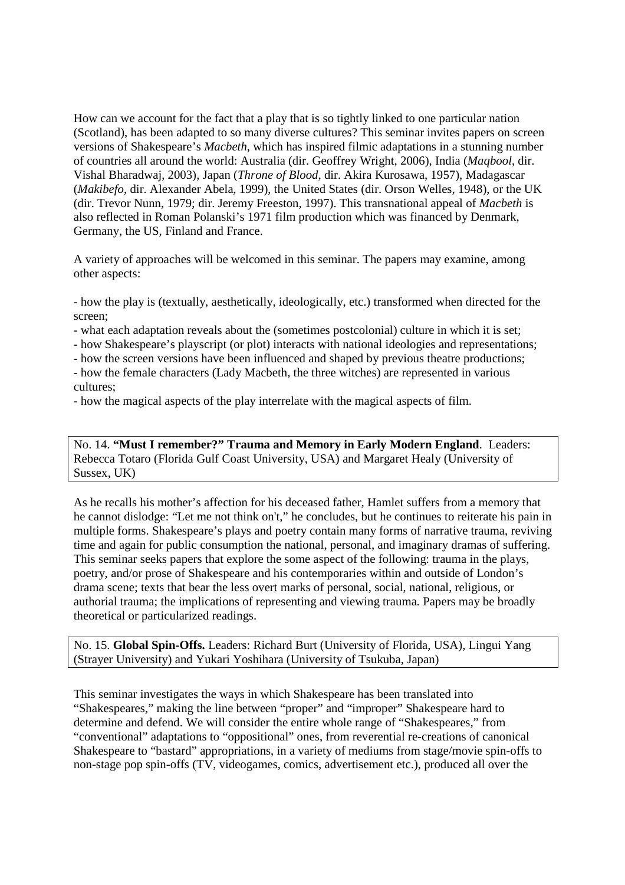How can we account for the fact that a play that is so tightly linked to one particular nation (Scotland), has been adapted to so many diverse cultures? This seminar invites papers on screen versions of Shakespeare's *Macbeth*, which has inspired filmic adaptations in a stunning number of countries all around the world: Australia (dir. Geoffrey Wright, 2006), India (*Maqbool*, dir. Vishal Bharadwaj, 2003), Japan (*Throne of Blood*, dir. Akira Kurosawa, 1957), Madagascar (*Makibefo*, dir. Alexander Abela, 1999), the United States (dir. Orson Welles, 1948), or the UK (dir. Trevor Nunn, 1979; dir. Jeremy Freeston, 1997). This transnational appeal of *Macbeth* is also reflected in Roman Polanski's 1971 film production which was financed by Denmark, Germany, the US, Finland and France.

A variety of approaches will be welcomed in this seminar. The papers may examine, among other aspects:

- how the play is (textually, aesthetically, ideologically, etc.) transformed when directed for the screen;
- what each adaptation reveals about the (sometimes postcolonial) culture in which it is set;
- how Shakespeare's playscript (or plot) interacts with national ideologies and representations;
- how the screen versions have been influenced and shaped by previous theatre productions;
- how the female characters (Lady Macbeth, the three witches) are represented in various cultures;
- how the magical aspects of the play interrelate with the magical aspects of film.

No. 14. **"Must I remember?" Trauma and Memory in Early Modern England**. Leaders: Rebecca Totaro (Florida Gulf Coast University, USA) and Margaret Healy (University of Sussex, UK)

As he recalls his mother's affection for his deceased father, Hamlet suffers from a memory that he cannot dislodge: "Let me not think on't," he concludes, but he continues to reiterate his pain in multiple forms. Shakespeare's plays and poetry contain many forms of narrative trauma, reviving time and again for public consumption the national, personal, and imaginary dramas of suffering. This seminar seeks papers that explore the some aspect of the following: trauma in the plays, poetry, and/or prose of Shakespeare and his contemporaries within and outside of London's drama scene; texts that bear the less overt marks of personal, social, national, religious, or authorial trauma; the implications of representing and viewing trauma. Papers may be broadly theoretical or particularized readings.

No. 15. **Global Spin-Offs.** Leaders: Richard Burt (University of Florida, USA), Lingui Yang (Strayer University) and Yukari Yoshihara (University of Tsukuba, Japan)

This seminar investigates the ways in which Shakespeare has been translated into "Shakespeares," making the line between "proper" and "improper" Shakespeare hard to determine and defend. We will consider the entire whole range of "Shakespeares," from "conventional" adaptations to "oppositional" ones, from reverential re-creations of canonical Shakespeare to "bastard" appropriations, in a variety of mediums from stage/movie spin-offs to non-stage pop spin-offs (TV, videogames, comics, advertisement etc.), produced all over the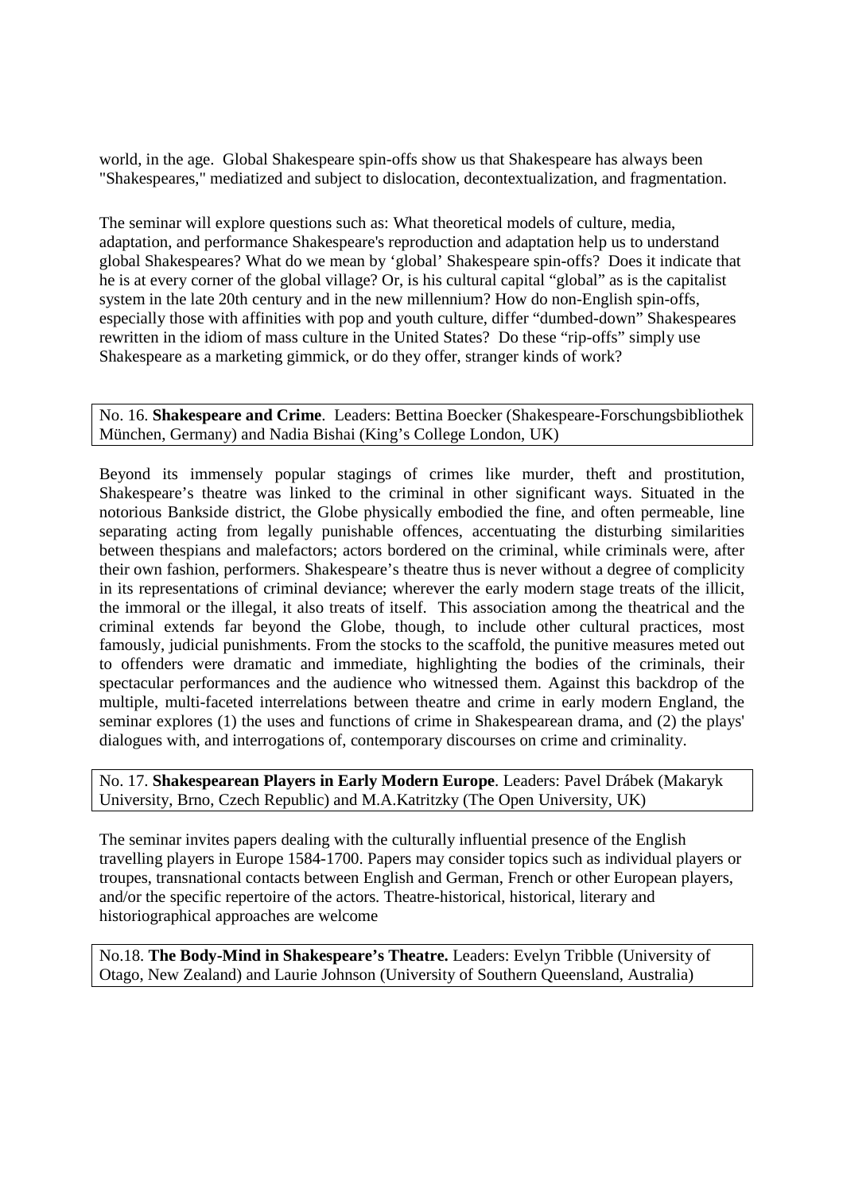world, in the age. Global Shakespeare spin-offs show us that Shakespeare has always been "Shakespeares," mediatized and subject to dislocation, decontextualization, and fragmentation.

The seminar will explore questions such as: What theoretical models of culture, media, adaptation, and performance Shakespeare's reproduction and adaptation help us to understand global Shakespeares? What do we mean by 'global' Shakespeare spin-offs? Does it indicate that he is at every corner of the global village? Or, is his cultural capital "global" as is the capitalist system in the late 20th century and in the new millennium? How do non-English spin-offs, especially those with affinities with pop and youth culture, differ "dumbed-down" Shakespeares rewritten in the idiom of mass culture in the United States? Do these "rip-offs" simply use Shakespeare as a marketing gimmick, or do they offer, stranger kinds of work?

No. 16. **Shakespeare and Crime**. Leaders: Bettina Boecker (Shakespeare-Forschungsbibliothek München, Germany) and Nadia Bishai (King's College London, UK)

Beyond its immensely popular stagings of crimes like murder, theft and prostitution, Shakespeare's theatre was linked to the criminal in other significant ways. Situated in the notorious Bankside district, the Globe physically embodied the fine, and often permeable, line separating acting from legally punishable offences, accentuating the disturbing similarities between thespians and malefactors; actors bordered on the criminal, while criminals were, after their own fashion, performers. Shakespeare's theatre thus is never without a degree of complicity in its representations of criminal deviance; wherever the early modern stage treats of the illicit, the immoral or the illegal, it also treats of itself. This association among the theatrical and the criminal extends far beyond the Globe, though, to include other cultural practices, most famously, judicial punishments. From the stocks to the scaffold, the punitive measures meted out to offenders were dramatic and immediate, highlighting the bodies of the criminals, their spectacular performances and the audience who witnessed them. Against this backdrop of the multiple, multi-faceted interrelations between theatre and crime in early modern England, the seminar explores (1) the uses and functions of crime in Shakespearean drama, and (2) the plays' dialogues with, and interrogations of, contemporary discourses on crime and criminality.

No. 17. **Shakespearean Players in Early Modern Europe**. Leaders: Pavel Drábek (Makaryk University, Brno, Czech Republic) and M.A.Katritzky (The Open University, UK)

The seminar invites papers dealing with the culturally influential presence of the English travelling players in Europe 1584-1700. Papers may consider topics such as individual players or troupes, transnational contacts between English and German, French or other European players, and/or the specific repertoire of the actors. Theatre-historical, historical, literary and historiographical approaches are welcome

No.18. **The Body-Mind in Shakespeare's Theatre.** Leaders: Evelyn Tribble (University of Otago, New Zealand) and Laurie Johnson (University of Southern Queensland, Australia)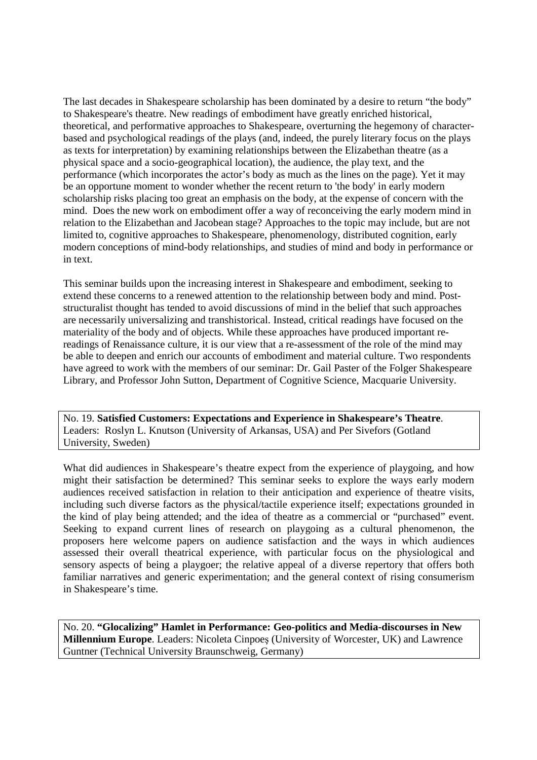The last decades in Shakespeare scholarship has been dominated by a desire to return "the body" to Shakespeare's theatre. New readings of embodiment have greatly enriched historical, theoretical, and performative approaches to Shakespeare, overturning the hegemony of character-based and psychological readings of the plays (and, indeed, the purely literary focus on the plays as texts for interpretation) by examining relationships between the Elizabethan theatre (as a physical space and a socio-geographical location), the audience, the play text, and the performance (which incorporates the actor's body as much as the lines on the page). Yet it may be an opportune moment to wonder whether the recent return to 'the body' in early modern scholarship risks placing too great an emphasis on the body, at the expense of concern with the mind. Does the new work on embodiment offer a way of reconceiving the early modern mind in relation to the Elizabethan and Jacobean stage? Approaches to the topic may include, but are not limited to, cognitive approaches to Shakespeare, phenomenology, distributed cognition, early modern conceptions of mind-body relationships, and studies of mind and body in performance or in text.

This seminar builds upon the increasing interest in Shakespeare and embodiment, seeking to extend these concerns to a renewed attention to the relationship between body and mind. Post-structuralist thought has tended to avoid discussions of mind in the belief that such approaches are necessarily universalizing and transhistorical. Instead, critical readings have focused on the materiality of the body and of objects. While these approaches have produced important re-readings of Renaissance culture, it is our view that a re-assessment of the role of the mind may be able to deepen and enrich our accounts of embodiment and material culture. Two respondents have agreed to work with the members of our seminar: Dr. Gail Paster of the Folger Shakespeare Library, and Professor John Sutton, Department of Cognitive Science, Macquarie University.

No. 19. **Satisfied Customers: Expectations and Experience in Shakespeare's Theatre**. Leaders: Roslyn L. Knutson (University of Arkansas, USA) and Per Sivefors (Gotland University, Sweden)

What did audiences in Shakespeare's theatre expect from the experience of playgoing, and how might their satisfaction be determined? This seminar seeks to explore the ways early modern audiences received satisfaction in relation to their anticipation and experience of theatre visits, including such diverse factors as the physical/tactile experience itself; expectations grounded in the kind of play being attended; and the idea of theatre as a commercial or "purchased" event. Seeking to expand current lines of research on playgoing as a cultural phenomenon, the proposers here welcome papers on audience satisfaction and the ways in which audiences assessed their overall theatrical experience, with particular focus on the physiological and sensory aspects of being a playgoer; the relative appeal of a diverse repertory that offers both familiar narratives and generic experimentation; and the general context of rising consumerism in Shakespeare's time.

No. 20. **"Glocalizing" Hamlet in Performance: Geo-politics and Media-discourses in New Millennium Europe**. Leaders: Nicoleta Cinpoeş (University of Worcester, UK) and Lawrence Guntner (Technical University Braunschweig, Germany)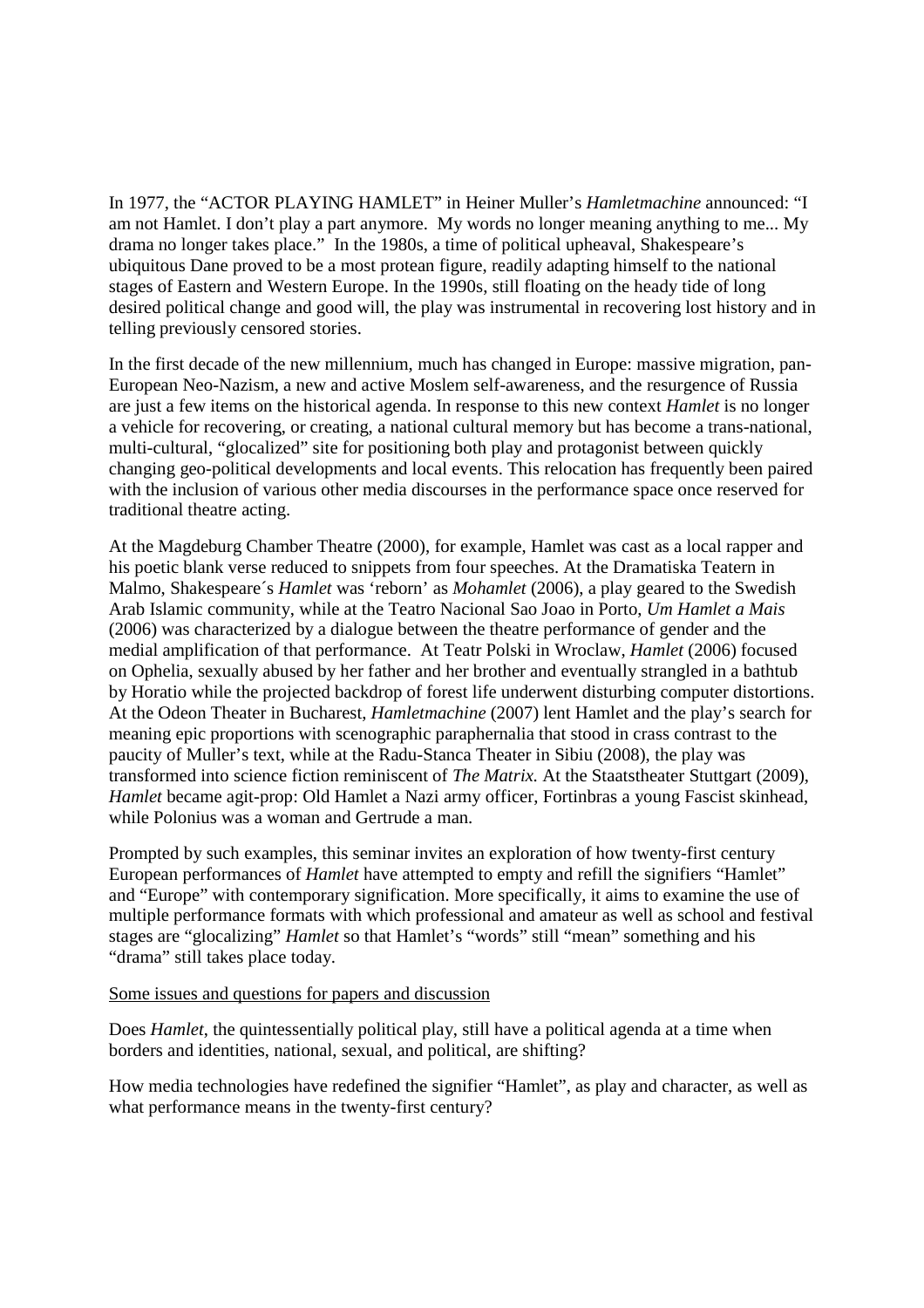In 1977, the "ACTOR PLAYING HAMLET" in Heiner Muller's *Hamletmachine* announced: "I am not Hamlet. I don't play a part anymore. My words no longer meaning anything to me... My drama no longer takes place." In the 1980s, a time of political upheaval, Shakespeare's ubiquitous Dane proved to be a most protean figure, readily adapting himself to the national stages of Eastern and Western Europe. In the 1990s, still floating on the heady tide of long desired political change and good will, the play was instrumental in recovering lost history and in telling previously censored stories.

In the first decade of the new millennium, much has changed in Europe: massive migration, pan-European Neo-Nazism, a new and active Moslem self-awareness, and the resurgence of Russia are just a few items on the historical agenda. In response to this new context *Hamlet* is no longer a vehicle for recovering, or creating, a national cultural memory but has become a trans-national, multi-cultural, "glocalized" site for positioning both play and protagonist between quickly changing geo-political developments and local events. This relocation has frequently been paired with the inclusion of various other media discourses in the performance space once reserved for traditional theatre acting.

At the Magdeburg Chamber Theatre (2000), for example, Hamlet was cast as a local rapper and his poetic blank verse reduced to snippets from four speeches. At the Dramatiska Teatern in Malmo, Shakespeare´s *Hamlet* was 'reborn' as *Mohamlet* (2006), a play geared to the Swedish Arab Islamic community, while at the Teatro Nacional Sao Joao in Porto, *Um Hamlet a Mais* (2006) was characterized by a dialogue between the theatre performance of gender and the medial amplification of that performance. At Teatr Polski in Wroclaw, *Hamlet* (2006) focused on Ophelia, sexually abused by her father and her brother and eventually strangled in a bathtub by Horatio while the projected backdrop of forest life underwent disturbing computer distortions. At the Odeon Theater in Bucharest, *Hamletmachine* (2007) lent Hamlet and the play's search for meaning epic proportions with scenographic paraphernalia that stood in crass contrast to the paucity of Muller's text, while at the Radu-Stanca Theater in Sibiu (2008), the play was transformed into science fiction reminiscent of *The Matrix.* At the Staatstheater Stuttgart (2009), *Hamlet* became agit-prop: Old Hamlet a Nazi army officer, Fortinbras a young Fascist skinhead, while Polonius was a woman and Gertrude a man.

Prompted by such examples, this seminar invites an exploration of how twenty-first century European performances of *Hamlet* have attempted to empty and refill the signifiers "Hamlet" and "Europe" with contemporary signification. More specifically, it aims to examine the use of multiple performance formats with which professional and amateur as well as school and festival stages are "glocalizing" *Hamlet* so that Hamlet's "words" still "mean" something and his "drama" still takes place today.

<u>Some issues and questions for papers and discussion</u>

Does *Hamlet*, the quintessentially political play, still have a political agenda at a time when borders and identities, national, sexual, and political, are shifting?

How media technologies have redefined the signifier "Hamlet", as play and character, as well as what performance means in the twenty-first century?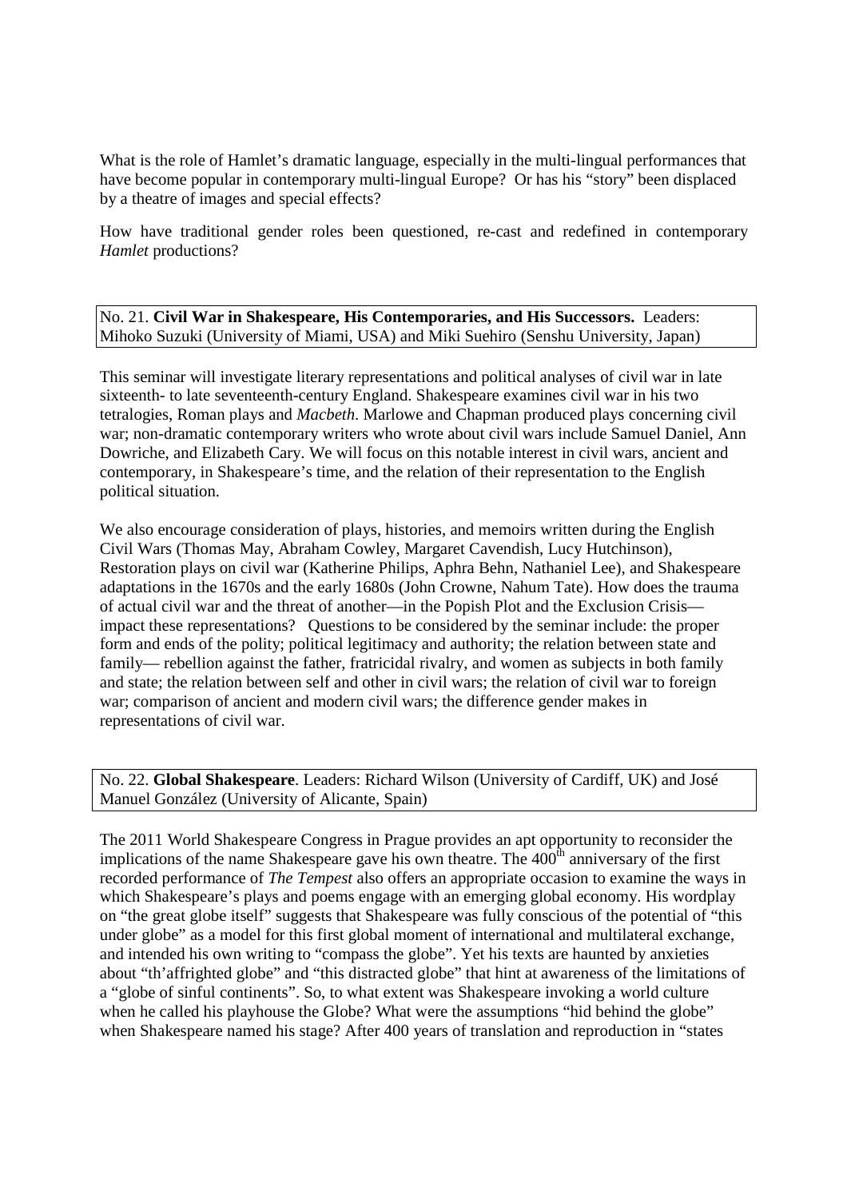What is the role of Hamlet's dramatic language, especially in the multi-lingual performances that have become popular in contemporary multi-lingual Europe? Or has his "story" been displaced by a theatre of images and special effects?

How have traditional gender roles been questioned, re-cast and redefined in contemporary *Hamlet* productions?

No. 21. **Civil War in Shakespeare, His Contemporaries, and His Successors.** Leaders: Mihoko Suzuki (University of Miami, USA) and Miki Suehiro (Senshu University, Japan)

This seminar will investigate literary representations and political analyses of civil war in late sixteenth- to late seventeenth-century England. Shakespeare examines civil war in his two tetralogies, Roman plays and *Macbeth*. Marlowe and Chapman produced plays concerning civil war; non-dramatic contemporary writers who wrote about civil wars include Samuel Daniel, Ann Dowriche, and Elizabeth Cary. We will focus on this notable interest in civil wars, ancient and contemporary, in Shakespeare's time, and the relation of their representation to the English political situation.

We also encourage consideration of plays, histories, and memoirs written during the English Civil Wars (Thomas May, Abraham Cowley, Margaret Cavendish, Lucy Hutchinson), Restoration plays on civil war (Katherine Philips, Aphra Behn, Nathaniel Lee), and Shakespeare adaptations in the 1670s and the early 1680s (John Crowne, Nahum Tate). How does the trauma of actual civil war and the threat of another—in the Popish Plot and the Exclusion Crisis—impact these representations? Questions to be considered by the seminar include: the proper form and ends of the polity; political legitimacy and authority; the relation between state and family— rebellion against the father, fratricidal rivalry, and women as subjects in both family and state; the relation between self and other in civil wars; the relation of civil war to foreign war; comparison of ancient and modern civil wars; the difference gender makes in representations of civil war.

No. 22. **Global Shakespeare**. Leaders: Richard Wilson (University of Cardiff, UK) and José Manuel González (University of Alicante, Spain)

The 2011 World Shakespeare Congress in Prague provides an apt opportunity to reconsider the implications of the name Shakespeare gave his own theatre. The 400th anniversary of the first recorded performance of *The Tempest* also offers an appropriate occasion to examine the ways in which Shakespeare's plays and poems engage with an emerging global economy. His wordplay on "the great globe itself" suggests that Shakespeare was fully conscious of the potential of "this under globe" as a model for this first global moment of international and multilateral exchange, and intended his own writing to "compass the globe". Yet his texts are haunted by anxieties about "th'affrighted globe" and "this distracted globe" that hint at awareness of the limitations of a "globe of sinful continents". So, to what extent was Shakespeare invoking a world culture when he called his playhouse the Globe? What were the assumptions "hid behind the globe" when Shakespeare named his stage? After 400 years of translation and reproduction in "states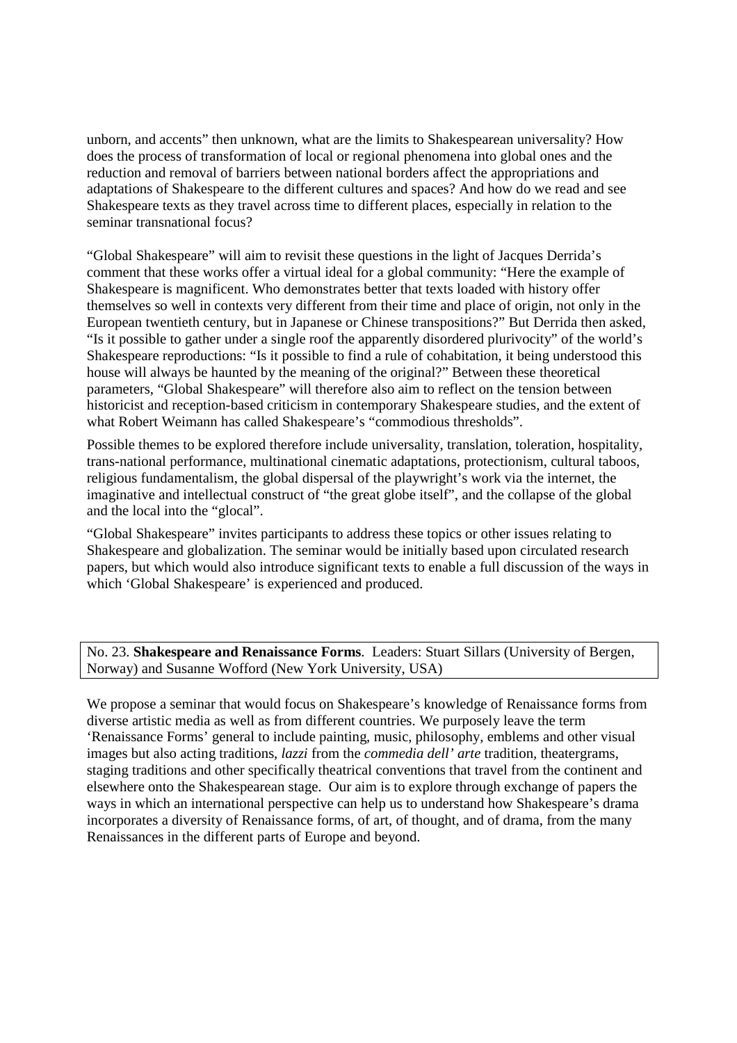unborn, and accents" then unknown, what are the limits to Shakespearean universality? How does the process of transformation of local or regional phenomena into global ones and the reduction and removal of barriers between national borders affect the appropriations and adaptations of Shakespeare to the different cultures and spaces? And how do we read and see Shakespeare texts as they travel across time to different places, especially in relation to the seminar transnational focus?

"Global Shakespeare" will aim to revisit these questions in the light of Jacques Derrida's comment that these works offer a virtual ideal for a global community: "Here the example of Shakespeare is magnificent. Who demonstrates better that texts loaded with history offer themselves so well in contexts very different from their time and place of origin, not only in the European twentieth century, but in Japanese or Chinese transpositions?" But Derrida then asked, "Is it possible to gather under a single roof the apparently disordered plurivocity" of the world's Shakespeare reproductions: "Is it possible to find a rule of cohabitation, it being understood this house will always be haunted by the meaning of the original?" Between these theoretical parameters, "Global Shakespeare" will therefore also aim to reflect on the tension between historicist and reception-based criticism in contemporary Shakespeare studies, and the extent of what Robert Weimann has called Shakespeare's "commodious thresholds".

Possible themes to be explored therefore include universality, translation, toleration, hospitality, trans-national performance, multinational cinematic adaptations, protectionism, cultural taboos, religious fundamentalism, the global dispersal of the playwright's work via the internet, the imaginative and intellectual construct of "the great globe itself", and the collapse of the global and the local into the "glocal".

"Global Shakespeare" invites participants to address these topics or other issues relating to Shakespeare and globalization. The seminar would be initially based upon circulated research papers, but which would also introduce significant texts to enable a full discussion of the ways in which 'Global Shakespeare' is experienced and produced.

No. 23. **Shakespeare and Renaissance Forms**. Leaders: Stuart Sillars (University of Bergen, Norway) and Susanne Wofford (New York University, USA)

We propose a seminar that would focus on Shakespeare's knowledge of Renaissance forms from diverse artistic media as well as from different countries. We purposely leave the term 'Renaissance Forms' general to include painting, music, philosophy, emblems and other visual images but also acting traditions, *lazzi* from the *commedia dell' arte* tradition, theatergrams, staging traditions and other specifically theatrical conventions that travel from the continent and elsewhere onto the Shakespearean stage. Our aim is to explore through exchange of papers the ways in which an international perspective can help us to understand how Shakespeare's drama incorporates a diversity of Renaissance forms, of art, of thought, and of drama, from the many Renaissances in the different parts of Europe and beyond.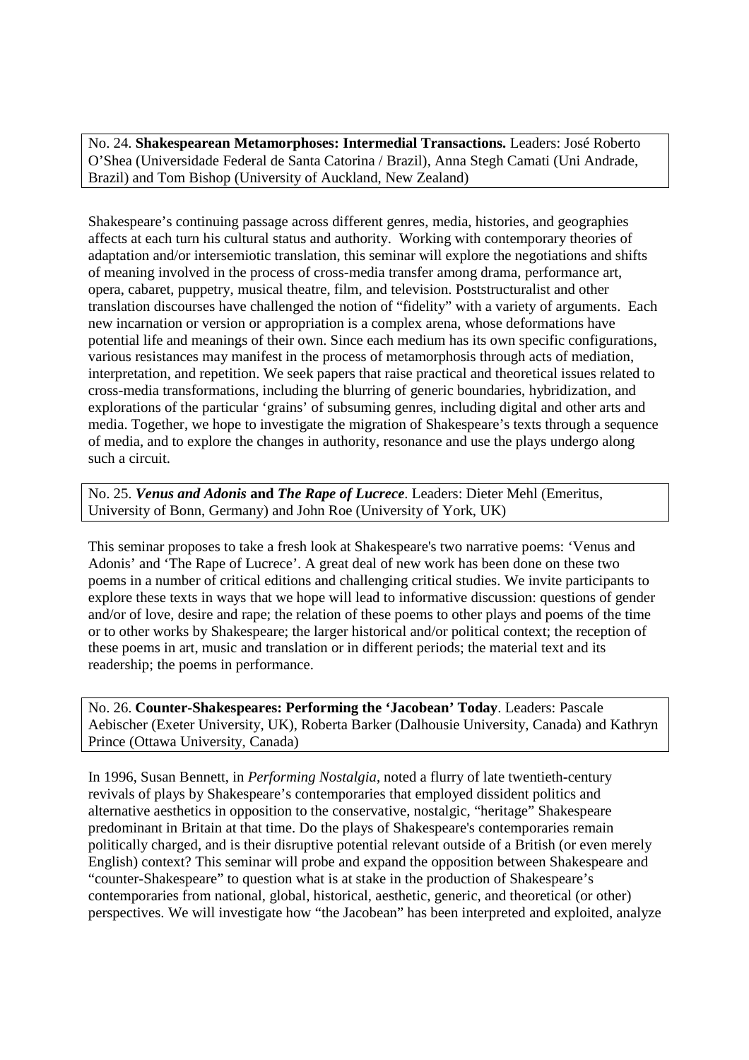No. 24. **Shakespearean Metamorphoses: Intermedial Transactions.** Leaders: José Roberto O'Shea (Universidade Federal de Santa Catorina / Brazil), Anna Stegh Camati (Uni Andrade, Brazil) and Tom Bishop (University of Auckland, New Zealand)

Shakespeare's continuing passage across different genres, media, histories, and geographies affects at each turn his cultural status and authority. Working with contemporary theories of adaptation and/or intersemiotic translation, this seminar will explore the negotiations and shifts of meaning involved in the process of cross-media transfer among drama, performance art, opera, cabaret, puppetry, musical theatre, film, and television. Poststructuralist and other translation discourses have challenged the notion of "fidelity" with a variety of arguments. Each new incarnation or version or appropriation is a complex arena, whose deformations have potential life and meanings of their own. Since each medium has its own specific configurations, various resistances may manifest in the process of metamorphosis through acts of mediation, interpretation, and repetition. We seek papers that raise practical and theoretical issues related to cross-media transformations, including the blurring of generic boundaries, hybridization, and explorations of the particular 'grains' of subsuming genres, including digital and other arts and media. Together, we hope to investigate the migration of Shakespeare's texts through a sequence of media, and to explore the changes in authority, resonance and use the plays undergo along such a circuit.

No. 25. ***Venus and Adonis* and *The Rape of Lucrece*.** Leaders: Dieter Mehl (Emeritus, University of Bonn, Germany) and John Roe (University of York, UK)

This seminar proposes to take a fresh look at Shakespeare's two narrative poems: 'Venus and Adonis' and 'The Rape of Lucrece'. A great deal of new work has been done on these two poems in a number of critical editions and challenging critical studies. We invite participants to explore these texts in ways that we hope will lead to informative discussion: questions of gender and/or of love, desire and rape; the relation of these poems to other plays and poems of the time or to other works by Shakespeare; the larger historical and/or political context; the reception of these poems in art, music and translation or in different periods; the material text and its readership; the poems in performance.

No. 26. **Counter-Shakespeares: Performing the 'Jacobean' Today**. Leaders: Pascale Aebischer (Exeter University, UK), Roberta Barker (Dalhousie University, Canada) and Kathryn Prince (Ottawa University, Canada)

In 1996, Susan Bennett, in *Performing Nostalgia*, noted a flurry of late twentieth-century revivals of plays by Shakespeare's contemporaries that employed dissident politics and alternative aesthetics in opposition to the conservative, nostalgic, "heritage" Shakespeare predominant in Britain at that time. Do the plays of Shakespeare's contemporaries remain politically charged, and is their disruptive potential relevant outside of a British (or even merely English) context? This seminar will probe and expand the opposition between Shakespeare and "counter-Shakespeare" to question what is at stake in the production of Shakespeare's contemporaries from national, global, historical, aesthetic, generic, and theoretical (or other) perspectives. We will investigate how "the Jacobean" has been interpreted and exploited, analyze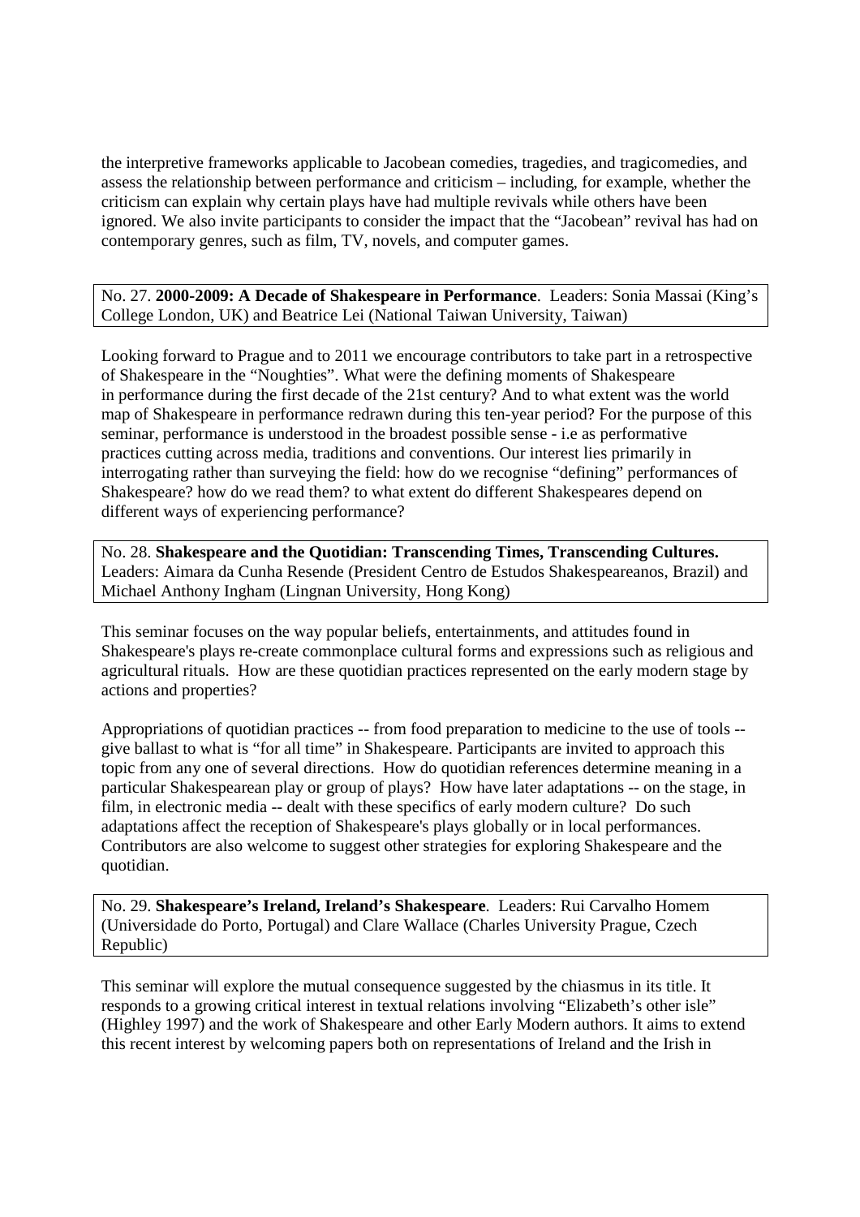the interpretive frameworks applicable to Jacobean comedies, tragedies, and tragicomedies, and assess the relationship between performance and criticism – including, for example, whether the criticism can explain why certain plays have had multiple revivals while others have been ignored. We also invite participants to consider the impact that the "Jacobean" revival has had on contemporary genres, such as film, TV, novels, and computer games.

No. 27. **2000-2009: A Decade of Shakespeare in Performance**. Leaders: Sonia Massai (King's College London, UK) and Beatrice Lei (National Taiwan University, Taiwan)

Looking forward to Prague and to 2011 we encourage contributors to take part in a retrospective of Shakespeare in the "Noughties". What were the defining moments of Shakespeare in performance during the first decade of the 21st century? And to what extent was the world map of Shakespeare in performance redrawn during this ten-year period? For the purpose of this seminar, performance is understood in the broadest possible sense - i.e as performative practices cutting across media, traditions and conventions. Our interest lies primarily in interrogating rather than surveying the field: how do we recognise "defining" performances of Shakespeare? how do we read them? to what extent do different Shakespeares depend on different ways of experiencing performance?

No. 28. **Shakespeare and the Quotidian: Transcending Times, Transcending Cultures.** Leaders: Aimara da Cunha Resende (President Centro de Estudos Shakespeareanos, Brazil) and Michael Anthony Ingham (Lingnan University, Hong Kong)

This seminar focuses on the way popular beliefs, entertainments, and attitudes found in Shakespeare's plays re-create commonplace cultural forms and expressions such as religious and agricultural rituals. How are these quotidian practices represented on the early modern stage by actions and properties?

Appropriations of quotidian practices -- from food preparation to medicine to the use of tools -- give ballast to what is "for all time" in Shakespeare. Participants are invited to approach this topic from any one of several directions. How do quotidian references determine meaning in a particular Shakespearean play or group of plays? How have later adaptations -- on the stage, in film, in electronic media -- dealt with these specifics of early modern culture? Do such adaptations affect the reception of Shakespeare's plays globally or in local performances. Contributors are also welcome to suggest other strategies for exploring Shakespeare and the quotidian.

No. 29. **Shakespeare's Ireland, Ireland's Shakespeare**. Leaders: Rui Carvalho Homem (Universidade do Porto, Portugal) and Clare Wallace (Charles University Prague, Czech Republic)

This seminar will explore the mutual consequence suggested by the chiasmus in its title. It responds to a growing critical interest in textual relations involving "Elizabeth's other isle" (Highley 1997) and the work of Shakespeare and other Early Modern authors. It aims to extend this recent interest by welcoming papers both on representations of Ireland and the Irish in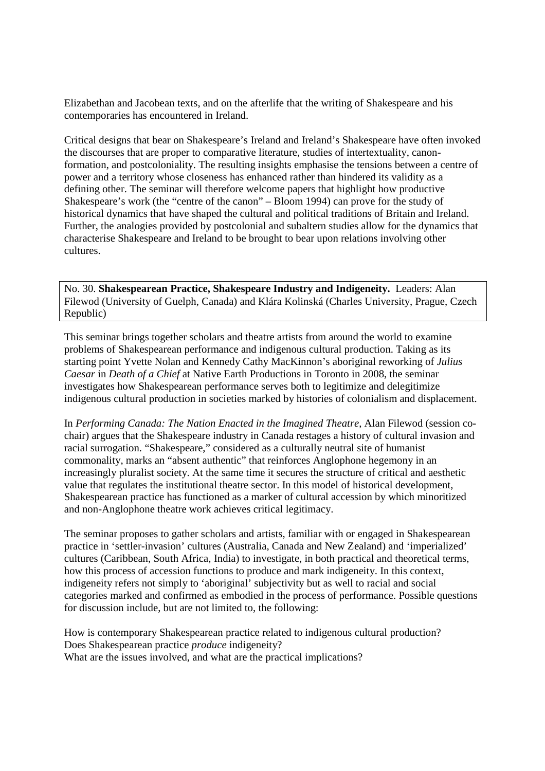Elizabethan and Jacobean texts, and on the afterlife that the writing of Shakespeare and his contemporaries has encountered in Ireland.

Critical designs that bear on Shakespeare's Ireland and Ireland's Shakespeare have often invoked the discourses that are proper to comparative literature, studies of intertextuality, canon-formation, and postcoloniality. The resulting insights emphasise the tensions between a centre of power and a territory whose closeness has enhanced rather than hindered its validity as a defining other. The seminar will therefore welcome papers that highlight how productive Shakespeare's work (the "centre of the canon" – Bloom 1994) can prove for the study of historical dynamics that have shaped the cultural and political traditions of Britain and Ireland. Further, the analogies provided by postcolonial and subaltern studies allow for the dynamics that characterise Shakespeare and Ireland to be brought to bear upon relations involving other cultures.

No. 30. **Shakespearean Practice, Shakespeare Industry and Indigeneity.** Leaders: Alan Filewod (University of Guelph, Canada) and Klára Kolinská (Charles University, Prague, Czech Republic)

This seminar brings together scholars and theatre artists from around the world to examine problems of Shakespearean performance and indigenous cultural production. Taking as its starting point Yvette Nolan and Kennedy Cathy MacKinnon's aboriginal reworking of *Julius Caesar* in *Death of a Chief* at Native Earth Productions in Toronto in 2008, the seminar investigates how Shakespearean performance serves both to legitimize and delegitimize indigenous cultural production in societies marked by histories of colonialism and displacement.

In *Performing Canada: The Nation Enacted in the Imagined Theatre*, Alan Filewod (session co-chair) argues that the Shakespeare industry in Canada restages a history of cultural invasion and racial surrogation. "Shakespeare," considered as a culturally neutral site of humanist commonality, marks an "absent authentic" that reinforces Anglophone hegemony in an increasingly pluralist society. At the same time it secures the structure of critical and aesthetic value that regulates the institutional theatre sector. In this model of historical development, Shakespearean practice has functioned as a marker of cultural accession by which minoritized and non-Anglophone theatre work achieves critical legitimacy.

The seminar proposes to gather scholars and artists, familiar with or engaged in Shakespearean practice in 'settler-invasion' cultures (Australia, Canada and New Zealand) and 'imperialized' cultures (Caribbean, South Africa, India) to investigate, in both practical and theoretical terms, how this process of accession functions to produce and mark indigeneity. In this context, indigeneity refers not simply to 'aboriginal' subjectivity but as well to racial and social categories marked and confirmed as embodied in the process of performance. Possible questions for discussion include, but are not limited to, the following:

How is contemporary Shakespearean practice related to indigenous cultural production?
Does Shakespearean practice *produce* indigeneity?
What are the issues involved, and what are the practical implications?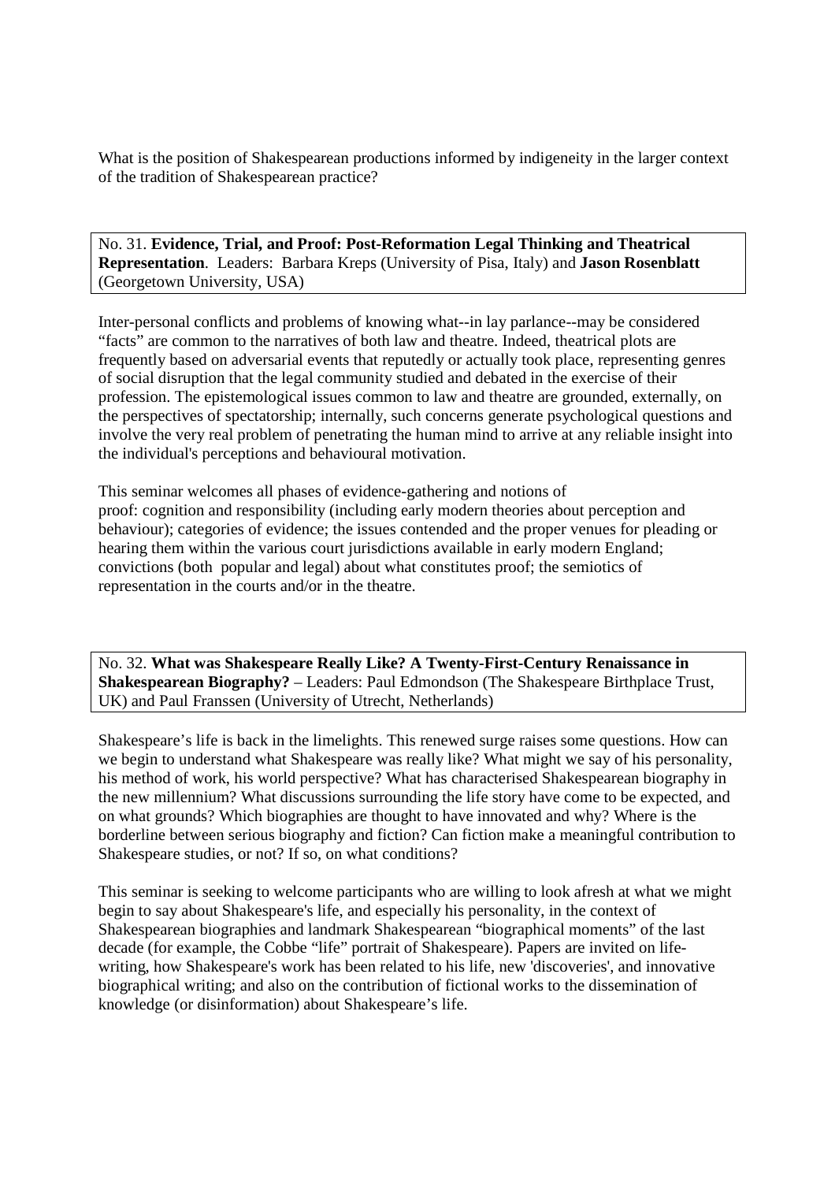What is the position of Shakespearean productions informed by indigeneity in the larger context of the tradition of Shakespearean practice?

No. 31. **Evidence, Trial, and Proof: Post-Reformation Legal Thinking and Theatrical Representation**. Leaders: Barbara Kreps (University of Pisa, Italy) and **Jason Rosenblatt** (Georgetown University, USA)

Inter-personal conflicts and problems of knowing what--in lay parlance--may be considered "facts" are common to the narratives of both law and theatre. Indeed, theatrical plots are frequently based on adversarial events that reputedly or actually took place, representing genres of social disruption that the legal community studied and debated in the exercise of their profession. The epistemological issues common to law and theatre are grounded, externally, on the perspectives of spectatorship; internally, such concerns generate psychological questions and involve the very real problem of penetrating the human mind to arrive at any reliable insight into the individual's perceptions and behavioural motivation.

This seminar welcomes all phases of evidence-gathering and notions of proof: cognition and responsibility (including early modern theories about perception and behaviour); categories of evidence; the issues contended and the proper venues for pleading or hearing them within the various court jurisdictions available in early modern England; convictions (both popular and legal) about what constitutes proof; the semiotics of representation in the courts and/or in the theatre.

No. 32. **What was Shakespeare Really Like? A Twenty-First-Century Renaissance in Shakespearean Biography?** – Leaders: Paul Edmondson (The Shakespeare Birthplace Trust, UK) and Paul Franssen (University of Utrecht, Netherlands)

Shakespeare's life is back in the limelights. This renewed surge raises some questions. How can we begin to understand what Shakespeare was really like? What might we say of his personality, his method of work, his world perspective? What has characterised Shakespearean biography in the new millennium? What discussions surrounding the life story have come to be expected, and on what grounds? Which biographies are thought to have innovated and why? Where is the borderline between serious biography and fiction? Can fiction make a meaningful contribution to Shakespeare studies, or not? If so, on what conditions?

This seminar is seeking to welcome participants who are willing to look afresh at what we might begin to say about Shakespeare's life, and especially his personality, in the context of Shakespearean biographies and landmark Shakespearean "biographical moments" of the last decade (for example, the Cobbe "life" portrait of Shakespeare). Papers are invited on life-writing, how Shakespeare's work has been related to his life, new 'discoveries', and innovative biographical writing; and also on the contribution of fictional works to the dissemination of knowledge (or disinformation) about Shakespeare's life.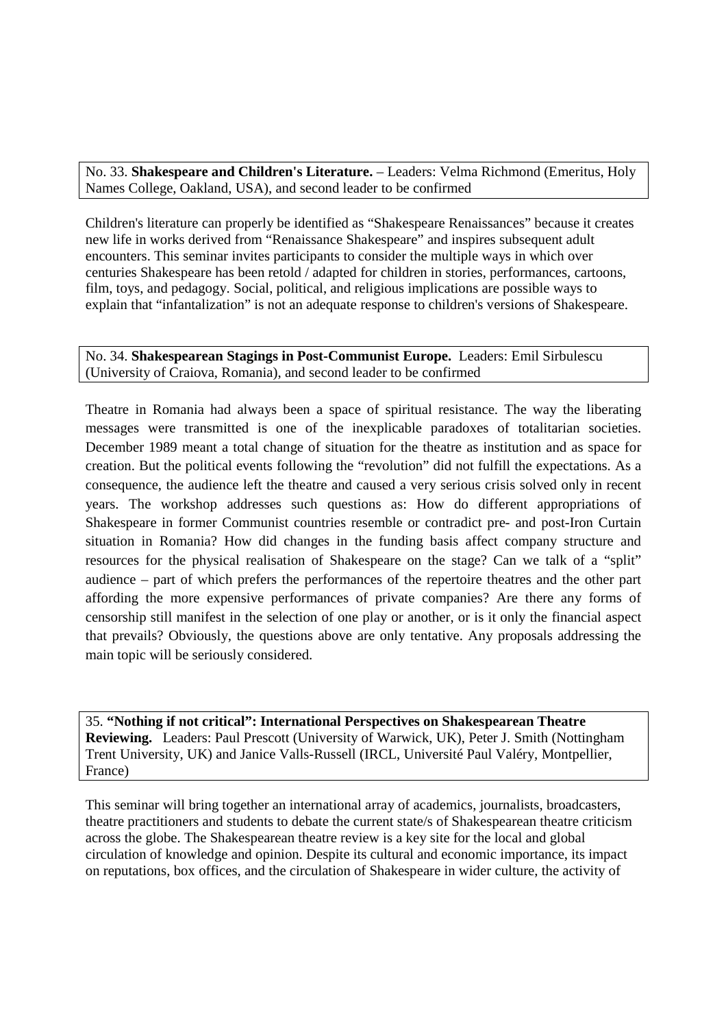No. 33. **Shakespeare and Children's Literature.** – Leaders: Velma Richmond (Emeritus, Holy Names College, Oakland, USA), and second leader to be confirmed

Children's literature can properly be identified as "Shakespeare Renaissances" because it creates new life in works derived from "Renaissance Shakespeare" and inspires subsequent adult encounters. This seminar invites participants to consider the multiple ways in which over centuries Shakespeare has been retold / adapted for children in stories, performances, cartoons, film, toys, and pedagogy. Social, political, and religious implications are possible ways to explain that "infantalization" is not an adequate response to children's versions of Shakespeare.

No. 34. **Shakespearean Stagings in Post-Communist Europe.** Leaders: Emil Sirbulescu (University of Craiova, Romania), and second leader to be confirmed

Theatre in Romania had always been a space of spiritual resistance. The way the liberating messages were transmitted is one of the inexplicable paradoxes of totalitarian societies. December 1989 meant a total change of situation for the theatre as institution and as space for creation. But the political events following the "revolution" did not fulfill the expectations. As a consequence, the audience left the theatre and caused a very serious crisis solved only in recent years. The workshop addresses such questions as: How do different appropriations of Shakespeare in former Communist countries resemble or contradict pre- and post-Iron Curtain situation in Romania? How did changes in the funding basis affect company structure and resources for the physical realisation of Shakespeare on the stage? Can we talk of a "split" audience – part of which prefers the performances of the repertoire theatres and the other part affording the more expensive performances of private companies? Are there any forms of censorship still manifest in the selection of one play or another, or is it only the financial aspect that prevails? Obviously, the questions above are only tentative. Any proposals addressing the main topic will be seriously considered.

35. **"Nothing if not critical": International Perspectives on Shakespearean Theatre Reviewing.** Leaders: Paul Prescott (University of Warwick, UK), Peter J. Smith (Nottingham Trent University, UK) and Janice Valls-Russell (IRCL, Université Paul Valéry, Montpellier, France)

This seminar will bring together an international array of academics, journalists, broadcasters, theatre practitioners and students to debate the current state/s of Shakespearean theatre criticism across the globe. The Shakespearean theatre review is a key site for the local and global circulation of knowledge and opinion. Despite its cultural and economic importance, its impact on reputations, box offices, and the circulation of Shakespeare in wider culture, the activity of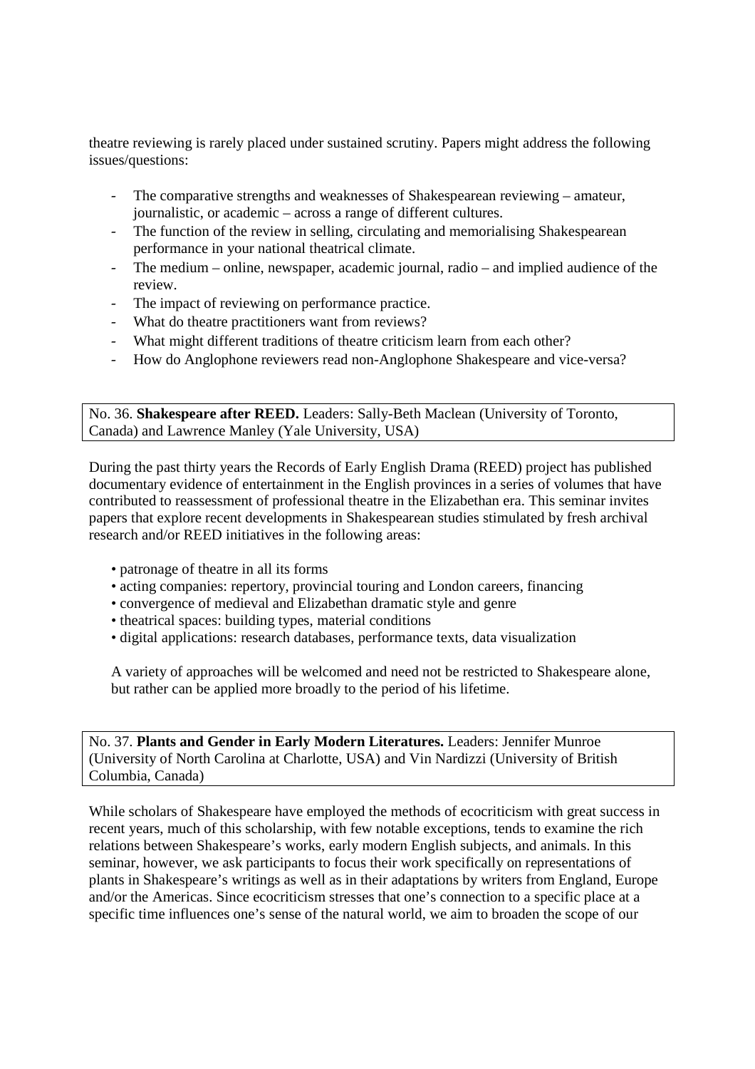theatre reviewing is rarely placed under sustained scrutiny. Papers might address the following issues/questions:

- The comparative strengths and weaknesses of Shakespearean reviewing – amateur, journalistic, or academic – across a range of different cultures.
- The function of the review in selling, circulating and memorialising Shakespearean performance in your national theatrical climate.
- The medium – online, newspaper, academic journal, radio – and implied audience of the review.
- The impact of reviewing on performance practice.
- What do theatre practitioners want from reviews?
- What might different traditions of theatre criticism learn from each other?
- How do Anglophone reviewers read non-Anglophone Shakespeare and vice-versa?

No. 36. **Shakespeare after REED.** Leaders: Sally-Beth Maclean (University of Toronto, Canada) and Lawrence Manley (Yale University, USA)

During the past thirty years the Records of Early English Drama (REED) project has published documentary evidence of entertainment in the English provinces in a series of volumes that have contributed to reassessment of professional theatre in the Elizabethan era. This seminar invites papers that explore recent developments in Shakespearean studies stimulated by fresh archival research and/or REED initiatives in the following areas:

- patronage of theatre in all its forms
- acting companies: repertory, provincial touring and London careers, financing
- convergence of medieval and Elizabethan dramatic style and genre
- theatrical spaces: building types, material conditions
- digital applications: research databases, performance texts, data visualization

A variety of approaches will be welcomed and need not be restricted to Shakespeare alone, but rather can be applied more broadly to the period of his lifetime.

No. 37. **Plants and Gender in Early Modern Literatures.** Leaders: Jennifer Munroe (University of North Carolina at Charlotte, USA) and Vin Nardizzi (University of British Columbia, Canada)

While scholars of Shakespeare have employed the methods of ecocriticism with great success in recent years, much of this scholarship, with few notable exceptions, tends to examine the rich relations between Shakespeare's works, early modern English subjects, and animals. In this seminar, however, we ask participants to focus their work specifically on representations of plants in Shakespeare's writings as well as in their adaptations by writers from England, Europe and/or the Americas. Since ecocriticism stresses that one's connection to a specific place at a specific time influences one's sense of the natural world, we aim to broaden the scope of our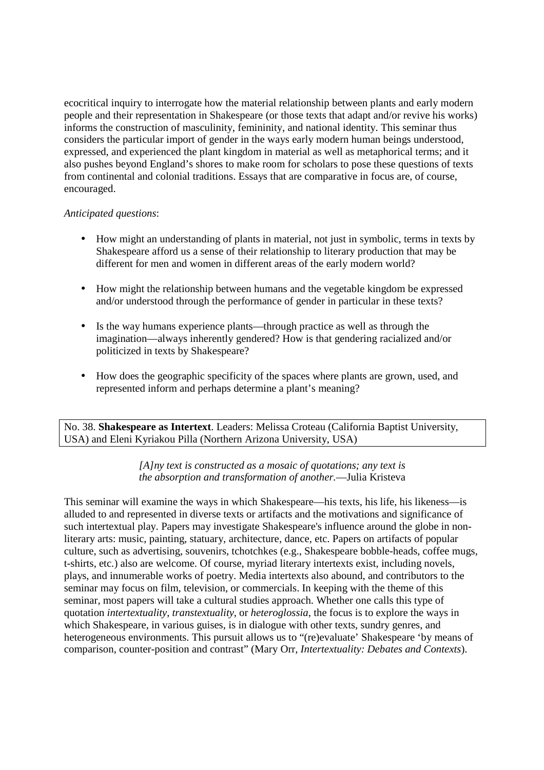ecocritical inquiry to interrogate how the material relationship between plants and early modern people and their representation in Shakespeare (or those texts that adapt and/or revive his works) informs the construction of masculinity, femininity, and national identity. This seminar thus considers the particular import of gender in the ways early modern human beings understood, expressed, and experienced the plant kingdom in material as well as metaphorical terms; and it also pushes beyond England's shores to make room for scholars to pose these questions of texts from continental and colonial traditions. Essays that are comparative in focus are, of course, encouraged.

*Anticipated questions*:

- How might an understanding of plants in material, not just in symbolic, terms in texts by Shakespeare afford us a sense of their relationship to literary production that may be different for men and women in different areas of the early modern world?
- How might the relationship between humans and the vegetable kingdom be expressed and/or understood through the performance of gender in particular in these texts?
- Is the way humans experience plants—through practice as well as through the imagination—always inherently gendered? How is that gendering racialized and/or politicized in texts by Shakespeare?
- How does the geographic specificity of the spaces where plants are grown, used, and represented inform and perhaps determine a plant's meaning?

No. 38. **Shakespeare as Intertext**. Leaders: Melissa Croteau (California Baptist University, USA) and Eleni Kyriakou Pilla (Northern Arizona University, USA)

> *[A]ny text is constructed as a mosaic of quotations; any text is the absorption and transformation of another*.—Julia Kristeva

This seminar will examine the ways in which Shakespeare—his texts, his life, his likeness—is alluded to and represented in diverse texts or artifacts and the motivations and significance of such intertextual play. Papers may investigate Shakespeare's influence around the globe in non-literary arts: music, painting, statuary, architecture, dance, etc. Papers on artifacts of popular culture, such as advertising, souvenirs, tchotchkes (e.g., Shakespeare bobble-heads, coffee mugs, t-shirts, etc.) also are welcome. Of course, myriad literary intertexts exist, including novels, plays, and innumerable works of poetry. Media intertexts also abound, and contributors to the seminar may focus on film, television, or commercials. In keeping with the theme of this seminar, most papers will take a cultural studies approach. Whether one calls this type of quotation *intertextuality*, *transtextuality*, or *heteroglossia*, the focus is to explore the ways in which Shakespeare, in various guises, is in dialogue with other texts, sundry genres, and heterogeneous environments. This pursuit allows us to "(re)evaluate' Shakespeare 'by means of comparison, counter-position and contrast" (Mary Orr, *Intertextuality: Debates and Contexts*).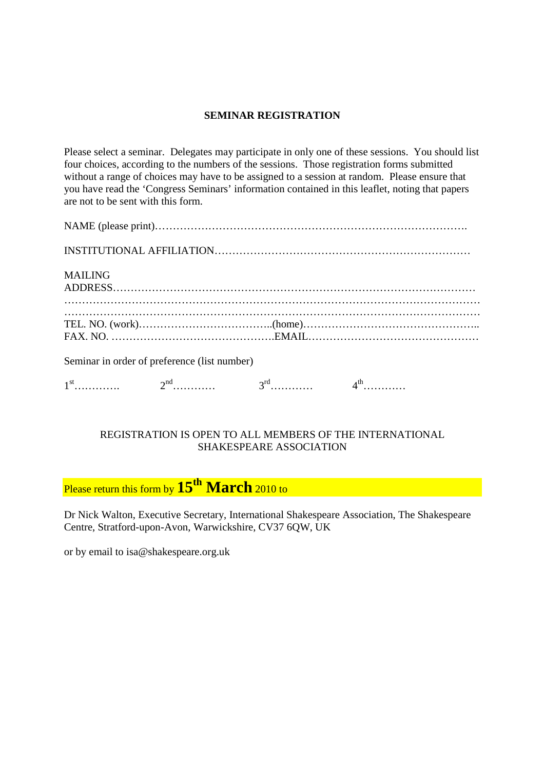**SEMINAR REGISTRATION**

Please select a seminar. Delegates may participate in only one of these sessions. You should list four choices, according to the numbers of the sessions. Those registration forms submitted without a range of choices may have to be assigned to a session at random. Please ensure that you have read the 'Congress Seminars' information contained in this leaflet, noting that papers are not to be sent with this form.

NAME (please print)…………………………………………………………………………….

INSTITUTIONAL AFFILIATION………………………………………………………………

MAILING
ADDRESS…………………………………………………………………………………………
……………………………………………………………………………………………………
……………………………………………………………………………………………………
TEL. NO. (work)………………………………..(home)………………………………………..
FAX. NO. ……………………………………….EMAIL…………………………………………

Seminar in order of preference (list number)

1st…………. 2nd………… 3rd………… 4th…………

REGISTRATION IS OPEN TO ALL MEMBERS OF THE INTERNATIONAL SHAKESPEARE ASSOCIATION

Please return this form by **15th March** 2010 to

Dr Nick Walton, Executive Secretary, International Shakespeare Association, The Shakespeare Centre, Stratford-upon-Avon, Warwickshire, CV37 6QW, UK

or by email to isa@shakespeare.org.uk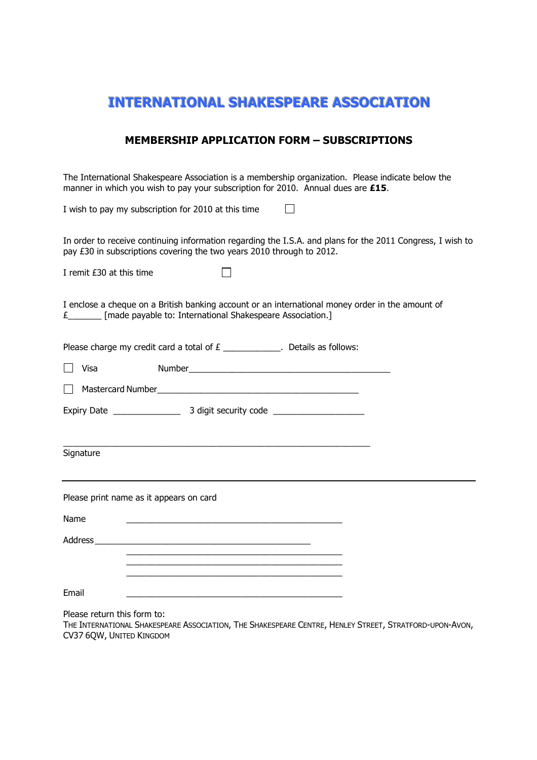# INTERNATIONAL SHAKESPEARE ASSOCIATION

## MEMBERSHIP APPLICATION FORM – SUBSCRIPTIONS

The International Shakespeare Association is a membership organization. Please indicate below the manner in which you wish to pay your subscription for 2010. Annual dues are **£15**.

I wish to pay my subscription for 2010 at this time ☐

In order to receive continuing information regarding the I.S.A. and plans for the 2011 Congress, I wish to pay £30 in subscriptions covering the two years 2010 through to 2012.

I remit £30 at this time ☐

I enclose a cheque on a British banking account or an international money order in the amount of £_______ [made payable to: International Shakespeare Association.]

Please charge my credit card a total of £ ____________. Details as follows:

☐ Visa Number_____________________________________________

☐ Mastercard Number_____________________________________________

Expiry Date ______________ 3 digit security code ___________________

_______________________________________________________________

Signature

---

Please print name as it appears on card

Name _____________________________________________

Address _____________________________________________

_____________________________________________

_____________________________________________

_____________________________________________

Email _____________________________________________

Please return this form to:
THE INTERNATIONAL SHAKESPEARE ASSOCIATION, THE SHAKESPEARE CENTRE, HENLEY STREET, STRATFORD-UPON-AVON, CV37 6QW, UNITED KINGDOM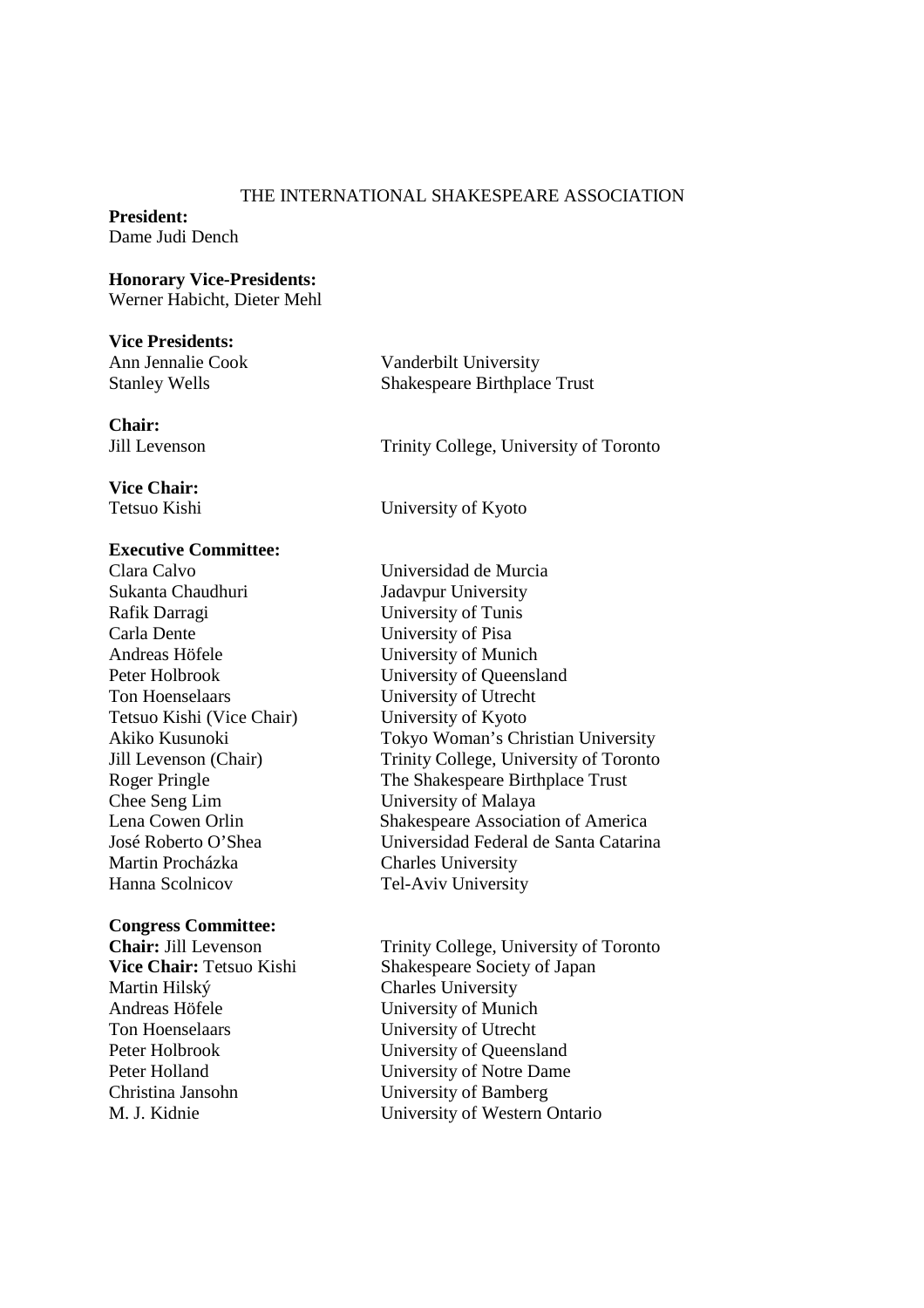# THE INTERNATIONAL SHAKESPEARE ASSOCIATION

**President:**
Dame Judi Dench

**Honorary Vice-Presidents:**
Werner Habicht, Dieter Mehl

**Vice Presidents:**

| | |
|---|---|
| Ann Jennalie Cook | Vanderbilt University |
| Stanley Wells | Shakespeare Birthplace Trust |

**Chair:**

| | |
|---|---|
| Jill Levenson | Trinity College, University of Toronto |

**Vice Chair:**

| | |
|---|---|
| Tetsuo Kishi | University of Kyoto |

**Executive Committee:**

| | |
|---|---|
| Clara Calvo | Universidad de Murcia |
| Sukanta Chaudhuri | Jadavpur University |
| Rafik Darragi | University of Tunis |
| Carla Dente | University of Pisa |
| Andreas Höfele | University of Munich |
| Peter Holbrook | University of Queensland |
| Ton Hoenselaars | University of Utrecht |
| Tetsuo Kishi (Vice Chair) | University of Kyoto |
| Akiko Kusunoki | Tokyo Woman's Christian University |
| Jill Levenson (Chair) | Trinity College, University of Toronto |
| Roger Pringle | The Shakespeare Birthplace Trust |
| Chee Seng Lim | University of Malaya |
| Lena Cowen Orlin | Shakespeare Association of America |
| José Roberto O'Shea | Universidad Federal de Santa Catarina |
| Martin Procházka | Charles University |
| Hanna Scolnicov | Tel-Aviv University |

**Congress Committee:**

| | |
|---|---|
| **Chair:** Jill Levenson | Trinity College, University of Toronto |
| **Vice Chair:** Tetsuo Kishi | Shakespeare Society of Japan |
| Martin Hilský | Charles University |
| Andreas Höfele | University of Munich |
| Ton Hoenselaars | University of Utrecht |
| Peter Holbrook | University of Queensland |
| Peter Holland | University of Notre Dame |
| Christina Jansohn | University of Bamberg |
| M. J. Kidnie | University of Western Ontario |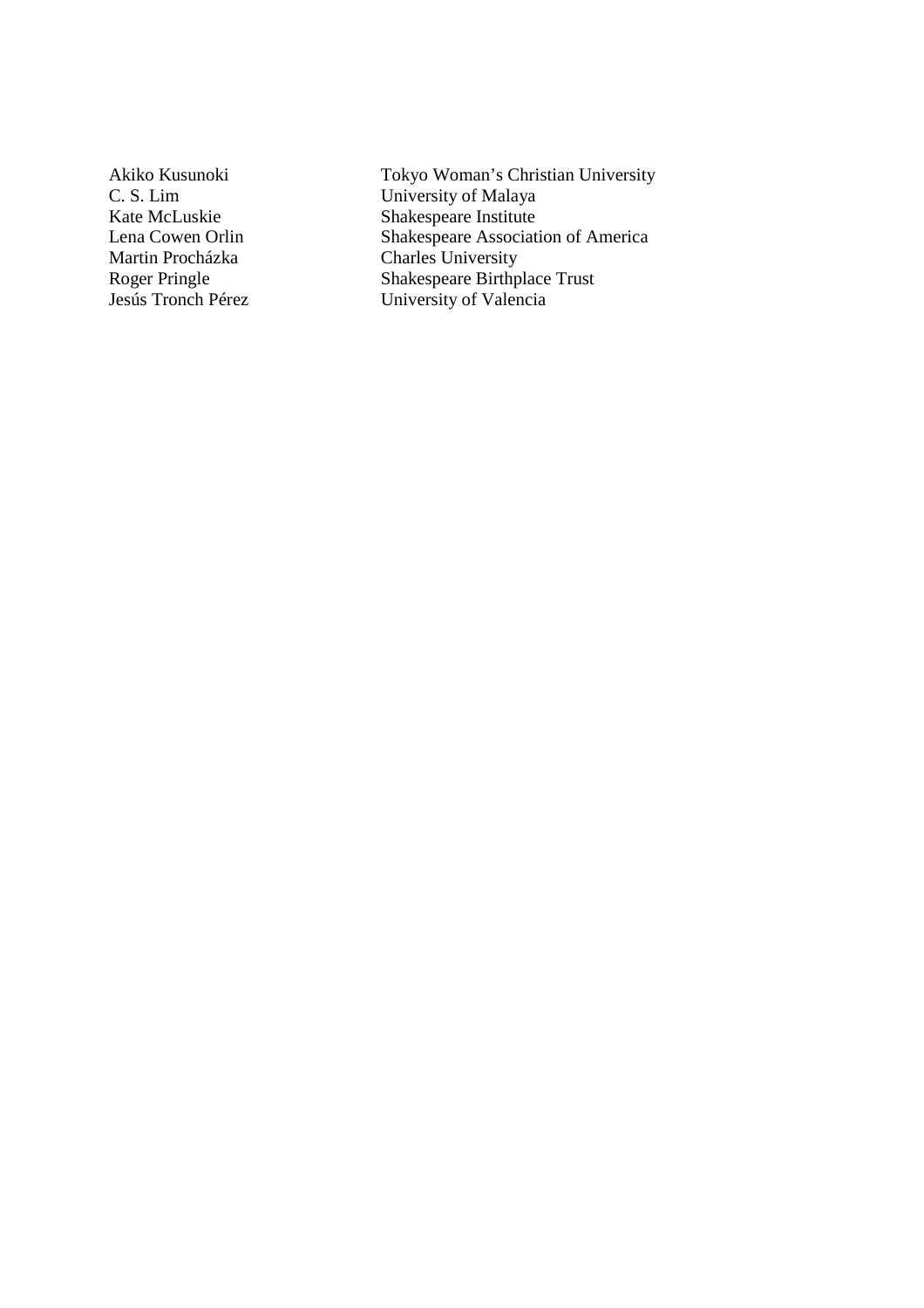| | |
|---|---|
| Akiko Kusunoki | Tokyo Woman's Christian University |
| C. S. Lim | University of Malaya |
| Kate McLuskie | Shakespeare Institute |
| Lena Cowen Orlin | Shakespeare Association of America |
| Martin Procházka | Charles University |
| Roger Pringle | Shakespeare Birthplace Trust |
| Jesús Tronch Pérez | University of Valencia |